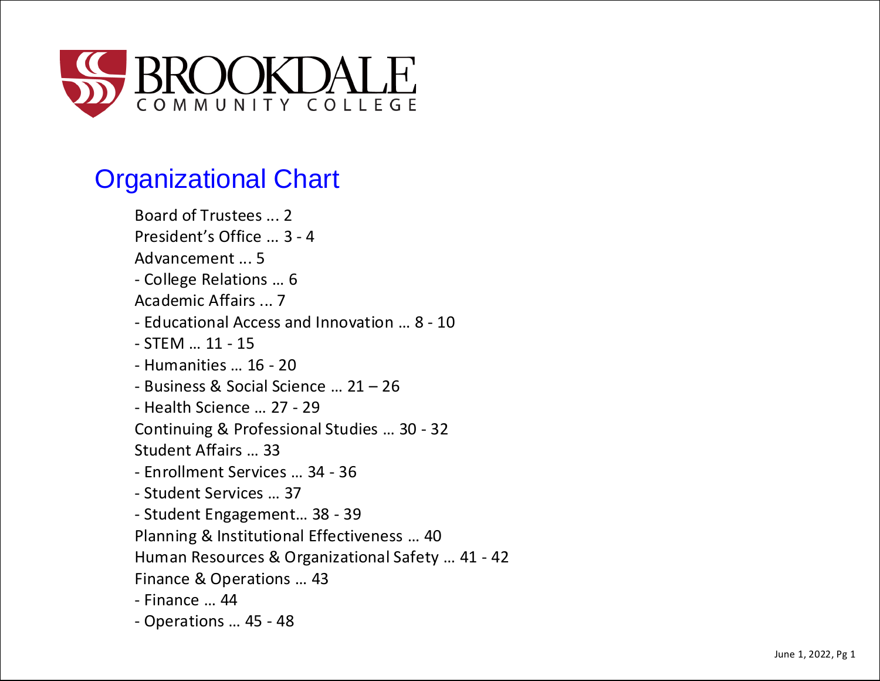# BROOKDALE COMMUNITY COLLEGE

## Organizational Chart

Board of Trustees ... 2
President's Office … 3 - 4
Advancement ... 5
- College Relations … 6

Academic Affairs ... 7
- Educational Access and Innovation … 8 - 10
- STEM … 11 - 15
- Humanities … 16 - 20
- Business & Social Science … 21 – 26
- Health Science … 27 - 29

Continuing & Professional Studies … 30 - 32
Student Affairs … 33
- Enrollment Services … 34 - 36
- Student Services … 37
- Student Engagement… 38 - 39

Planning & Institutional Effectiveness … 40
Human Resources & Organizational Safety … 41 - 42
Finance & Operations … 43
- Finance … 44
- Operations … 45 - 48

June 1, 2022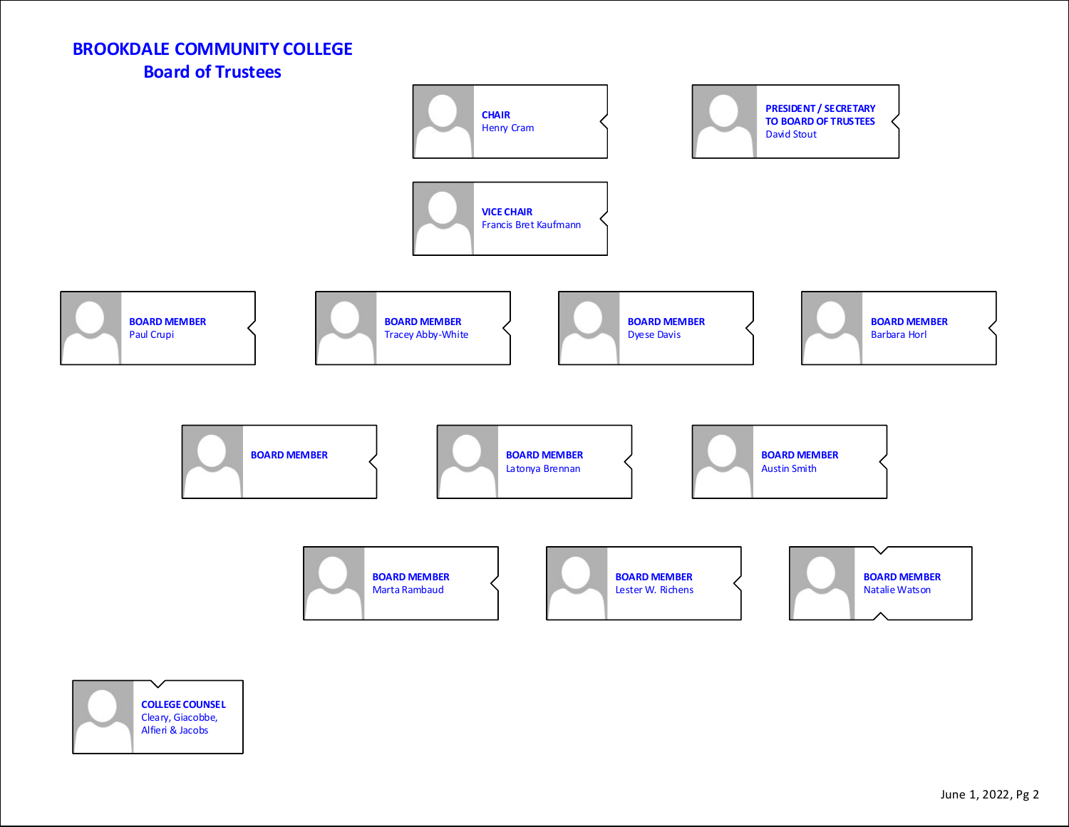# BROOKDALE COMMUNITY COLLEGE
## Board of Trustees

**CHAIR**
Henry Cram

**PRESIDENT / SECRETARY TO BOARD OF TRUSTEES**
David Stout

**VICE CHAIR**
Francis Bret Kaufmann

**BOARD MEMBER**
Paul Crupi

**BOARD MEMBER**
Tracey Abby-White

**BOARD MEMBER**
Dyese Davis

**BOARD MEMBER**
Barbara Horl

**BOARD MEMBER**

**BOARD MEMBER**
Latonya Brennan

**BOARD MEMBER**
Austin Smith

**BOARD MEMBER**
Marta Rambaud

**BOARD MEMBER**
Lester W. Richens

**BOARD MEMBER**
Natalie Watson

**COLLEGE COUNSEL**
Cleary, Giacobbe, Alfieri & Jacobs

June 1, 2022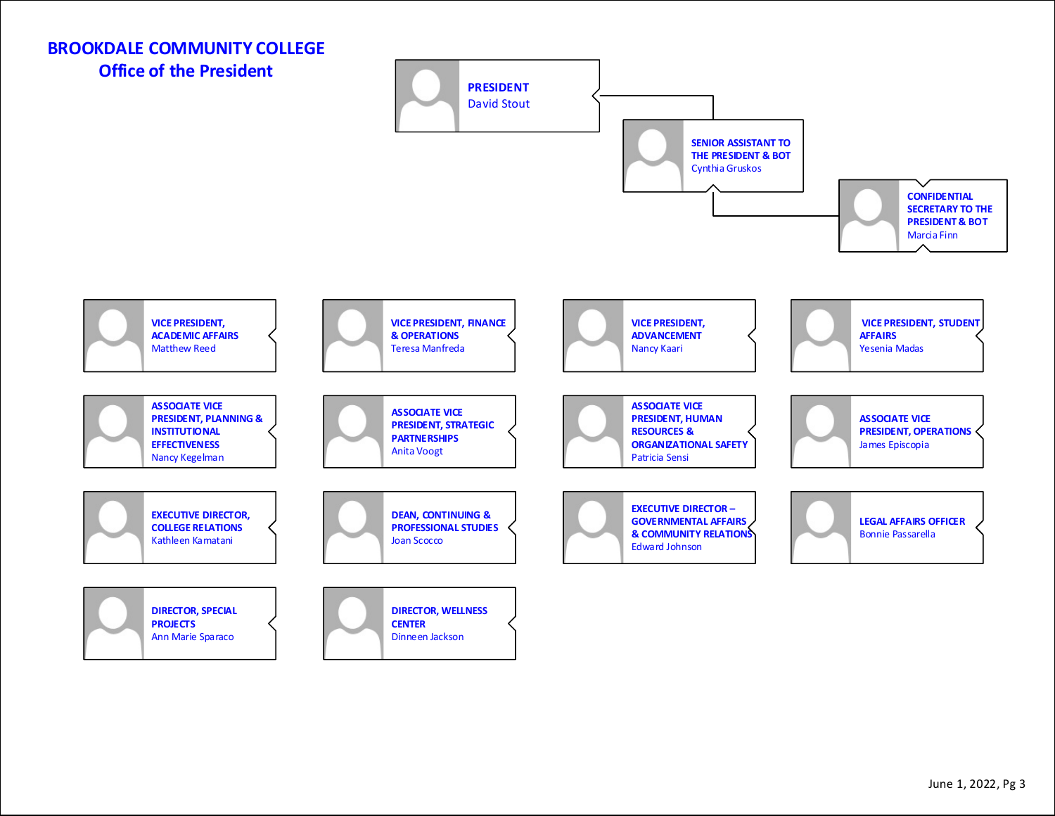# BROOKDALE COMMUNITY COLLEGE
## Office of the President

**PRESIDENT**
David Stout

**SENIOR ASSISTANT TO THE PRESIDENT & BOT**
Cynthia Gruskos

**CONFIDENTIAL SECRETARY TO THE PRESIDENT & BOT**
Marcia Finn

**VICE PRESIDENT, ACADEMIC AFFAIRS**
Matthew Reed

**VICE PRESIDENT, FINANCE & OPERATIONS**
Teresa Manfreda

**VICE PRESIDENT, ADVANCEMENT**
Nancy Kaari

**VICE PRESIDENT, STUDENT AFFAIRS**
Yesenia Madas

**ASSOCIATE VICE PRESIDENT, PLANNING & INSTITUTIONAL EFFECTIVENESS**
Nancy Kegelman

**ASSOCIATE VICE PRESIDENT, STRATEGIC PARTNERSHIPS**
Anita Voogt

**ASSOCIATE VICE PRESIDENT, HUMAN RESOURCES & ORGANIZATIONAL SAFETY**
Patricia Sensi

**ASSOCIATE VICE PRESIDENT, OPERATIONS**
James Episcopia

**EXECUTIVE DIRECTOR, COLLEGE RELATIONS**
Kathleen Kamatani

**DEAN, CONTINUING & PROFESSIONAL STUDIES**
Joan Scocco

**EXECUTIVE DIRECTOR – GOVERNMENTAL AFFAIRS & COMMUNITY RELATIONS**
Edward Johnson

**LEGAL AFFAIRS OFFICER**
Bonnie Passarella

**DIRECTOR, SPECIAL PROJECTS**
Ann Marie Sparaco

**DIRECTOR, WELLNESS CENTER**
Dinneen Jackson

June 1, 2022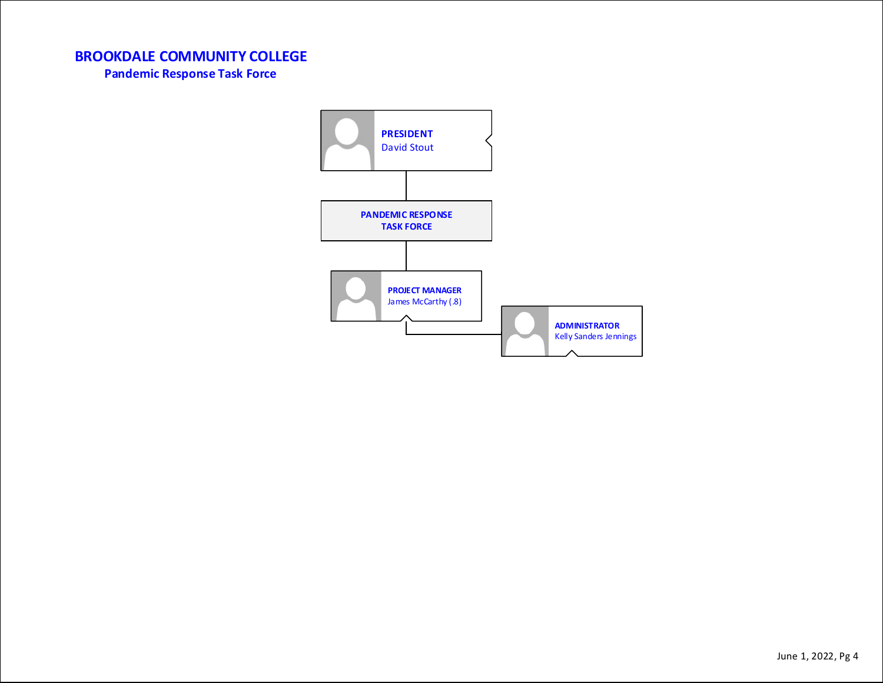# BROOKDALE COMMUNITY COLLEGE

## Pandemic Response Task Force

**PRESIDENT**
David Stout

**PANDEMIC RESPONSE TASK FORCE**

**PROJECT MANAGER**
James McCarthy (.8)

**ADMINISTRATOR**
Kelly Sanders Jennings

June 1, 2022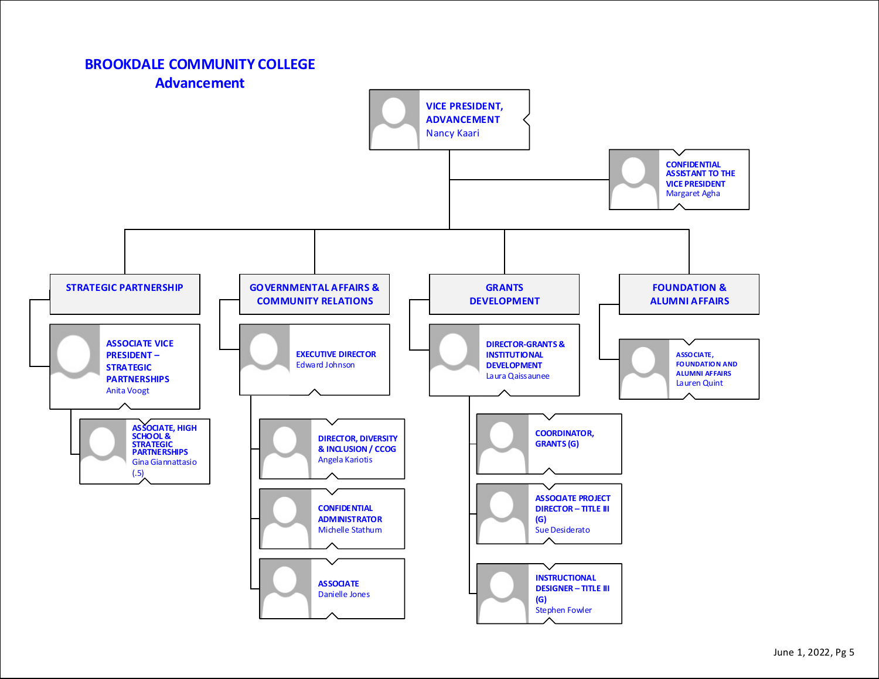# BROOKDALE COMMUNITY COLLEGE
## Advancement

**VICE PRESIDENT, ADVANCEMENT**
Nancy Kaari

- **CONFIDENTIAL ASSISTANT TO THE VICE PRESIDENT**
  Margaret Agha

### STRATEGIC PARTNERSHIP

- **ASSOCIATE VICE PRESIDENT – STRATEGIC PARTNERSHIPS**
  Anita Voogt
  - **ASSOCIATE, HIGH SCHOOL & STRATEGIC PARTNERSHIPS**
    Gina Giannattasio (.5)

### GOVERNMENTAL AFFAIRS & COMMUNITY RELATIONS

- **EXECUTIVE DIRECTOR**
  Edward Johnson
  - **DIRECTOR, DIVERSITY & INCLUSION / CCOG**
    Angela Kariotis
  - **CONFIDENTIAL ADMINISTRATOR**
    Michelle Stathum
  - **ASSOCIATE**
    Danielle Jones

### GRANTS DEVELOPMENT

- **DIRECTOR-GRANTS & INSTITUTIONAL DEVELOPMENT**
  Laura Qaissaunee
  - **COORDINATOR, GRANTS (G)**
  - **ASSOCIATE PROJECT DIRECTOR – TITLE III (G)**
    Sue Desiderato
  - **INSTRUCTIONAL DESIGNER – TITLE III (G)**
    Stephen Fowler

### FOUNDATION & ALUMNI AFFAIRS

- **ASSOCIATE, FOUNDATION AND ALUMNI AFFAIRS**
  Lauren Quint

June 1, 2022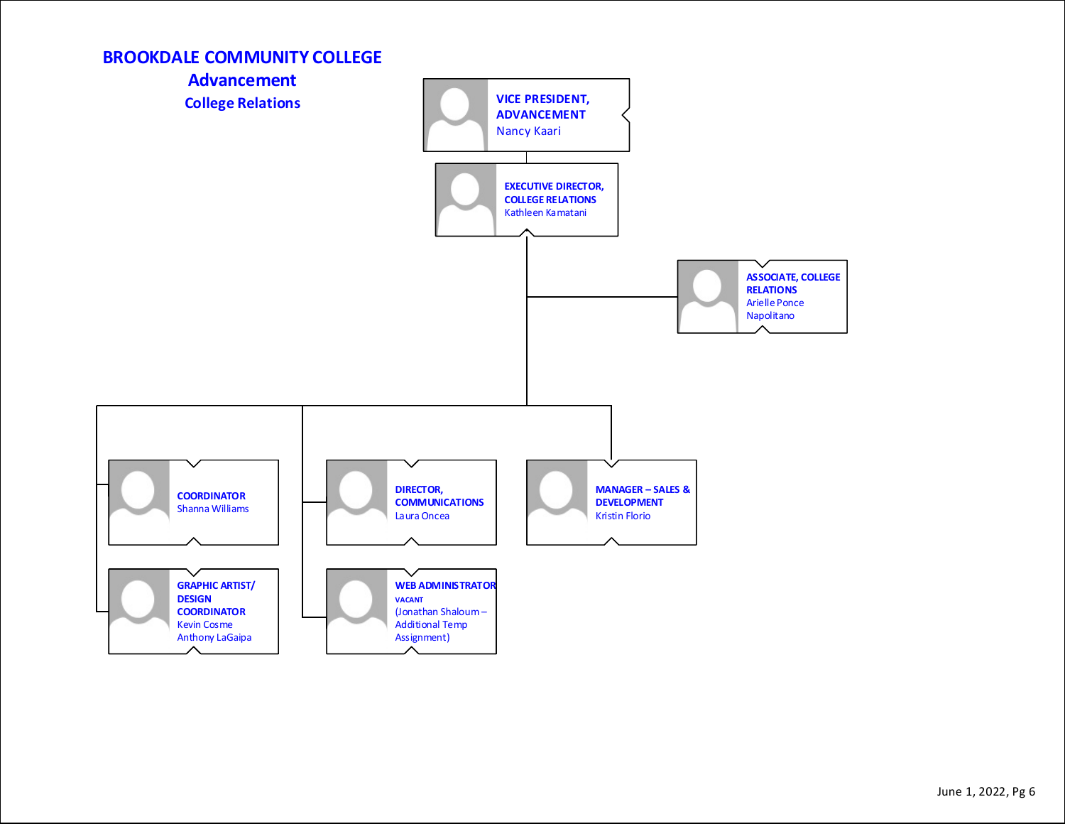# BROOKDALE COMMUNITY COLLEGE

## Advancement

### College Relations

**VICE PRESIDENT, ADVANCEMENT**
Nancy Kaari

- **EXECUTIVE DIRECTOR, COLLEGE RELATIONS**
  Kathleen Kamatani
  - **ASSOCIATE, COLLEGE RELATIONS**
    Arielle Ponce Napolitano
  - **COORDINATOR**
    Shanna Williams
  - **GRAPHIC ARTIST/ DESIGN COORDINATOR**
    Kevin Cosme
    Anthony LaGaipa
  - **DIRECTOR, COMMUNICATIONS**
    Laura Oncea
  - **WEB ADMINISTRATOR**
    VACANT
    (Jonathan Shaloum – Additional Temp Assignment)
  - **MANAGER – SALES & DEVELOPMENT**
    Kristin Florio

June 1, 2022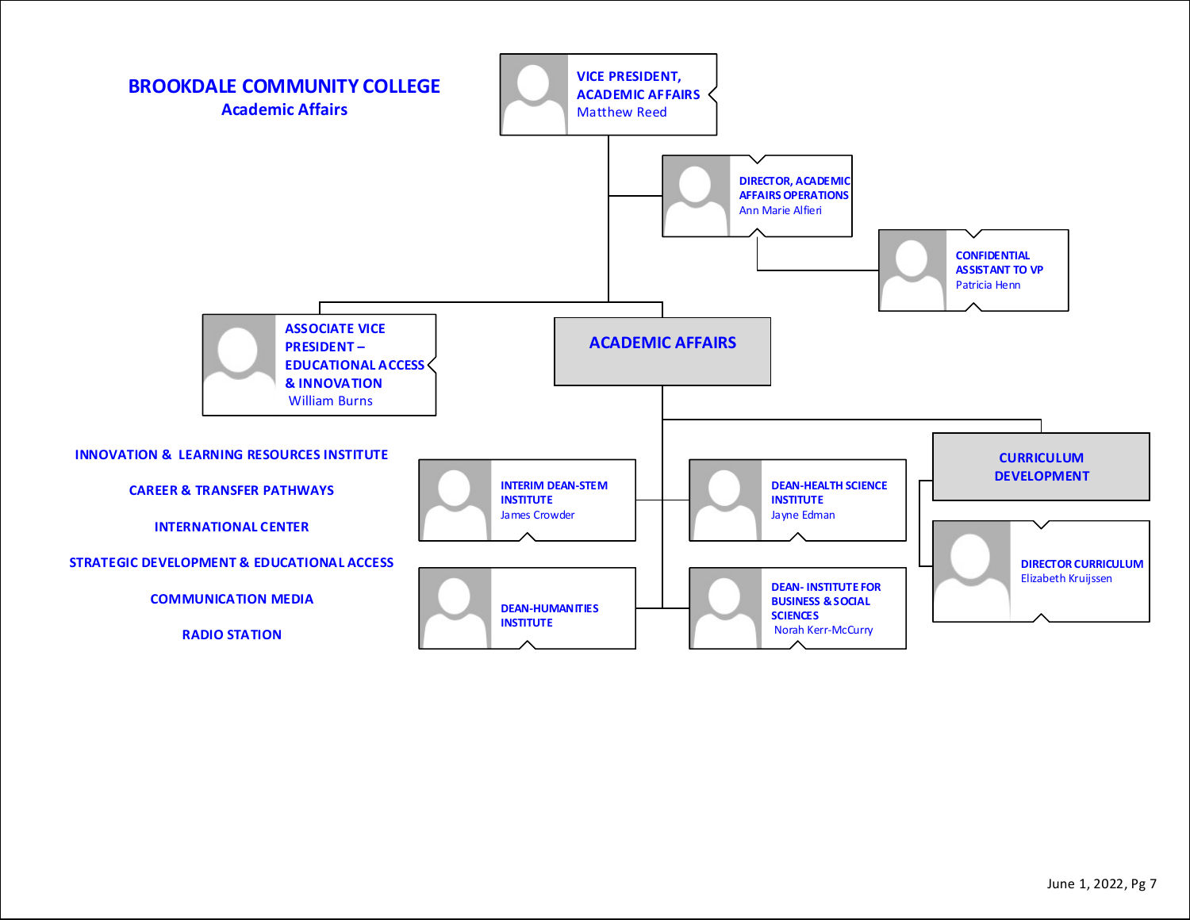# BROOKDALE COMMUNITY COLLEGE

## Academic Affairs

**VICE PRESIDENT, ACADEMIC AFFAIRS**
Matthew Reed

**DIRECTOR, ACADEMIC AFFAIRS OPERATIONS**
Ann Marie Alfieri

**CONFIDENTIAL ASSISTANT TO VP**
Patricia Henn

**ASSOCIATE VICE PRESIDENT – EDUCATIONAL ACCESS & INNOVATION**
William Burns

- INNOVATION & LEARNING RESOURCES INSTITUTE
- CAREER & TRANSFER PATHWAYS
- INTERNATIONAL CENTER
- STRATEGIC DEVELOPMENT & EDUCATIONAL ACCESS
- COMMUNICATION MEDIA
- RADIO STATION

**ACADEMIC AFFAIRS**

**INTERIM DEAN-STEM INSTITUTE**
James Crowder

**DEAN-HEALTH SCIENCE INSTITUTE**
Jayne Edman

**DEAN-HUMANITIES INSTITUTE**

**DEAN- INSTITUTE FOR BUSINESS & SOCIAL SCIENCES**
Norah Kerr-McCurry

**CURRICULUM DEVELOPMENT**

**DIRECTOR CURRICULUM**
Elizabeth Kruijssen

June 1, 2022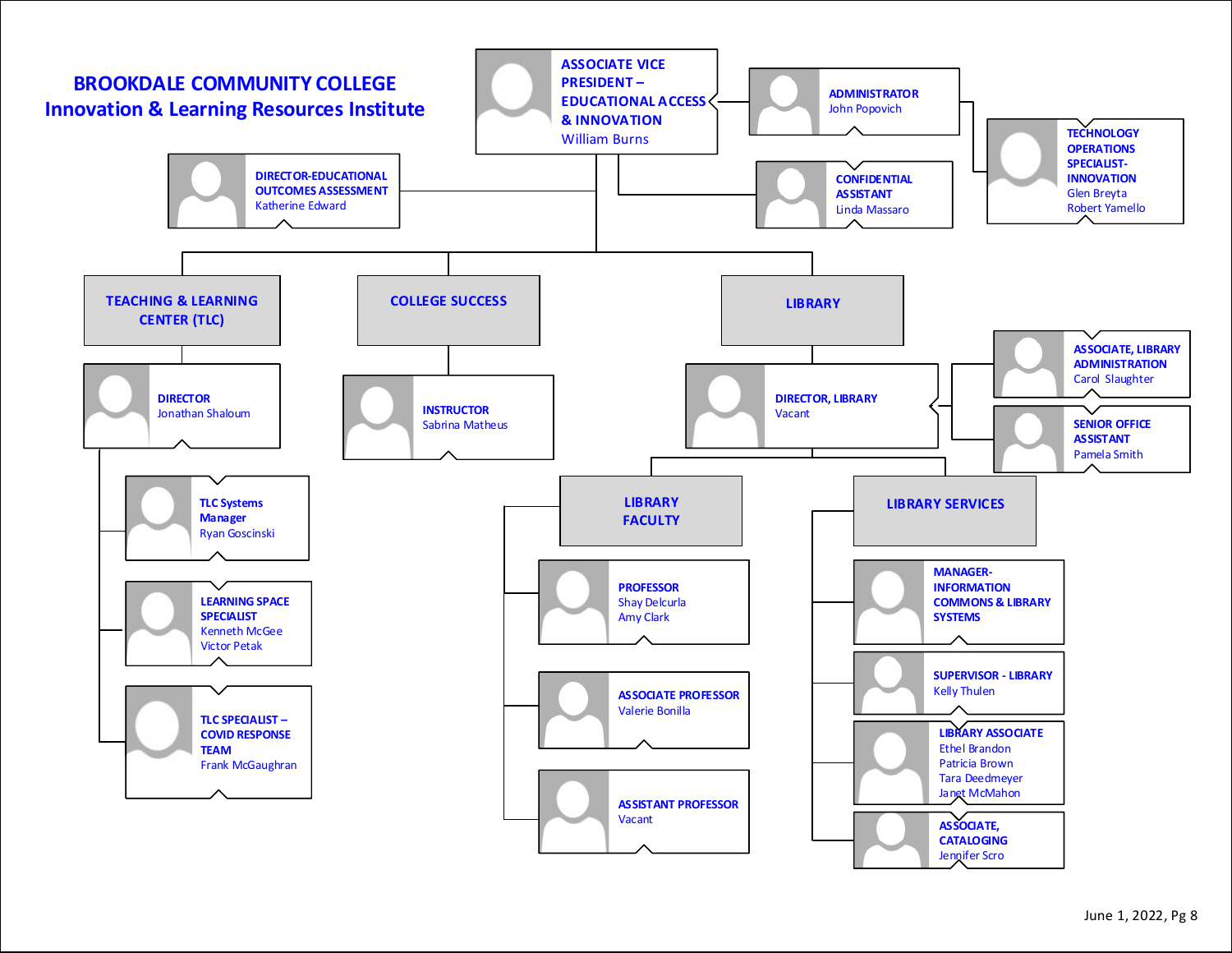# BROOKDALE COMMUNITY COLLEGE
## Innovation & Learning Resources Institute

- **ASSOCIATE VICE PRESIDENT – EDUCATIONAL ACCESS & INNOVATION** – William Burns
  - **ADMINISTRATOR** – John Popovich
    - **TECHNOLOGY OPERATIONS SPECIALIST-INNOVATION** – Glen Breyta, Robert Yamello
  - **CONFIDENTIAL ASSISTANT** – Linda Massaro
  - **DIRECTOR-EDUCATIONAL OUTCOMES ASSESSMENT** – Katherine Edward
  - **TEACHING & LEARNING CENTER (TLC)**
    - **DIRECTOR** – Jonathan Shaloum
      - **TLC Systems Manager** – Ryan Goscinski
      - **LEARNING SPACE SPECIALIST** – Kenneth McGee, Victor Petak
      - **TLC SPECIALIST – COVID RESPONSE TEAM** – Frank McGaughran
  - **COLLEGE SUCCESS**
    - **INSTRUCTOR** – Sabrina Matheus
  - **LIBRARY**
    - **DIRECTOR, LIBRARY** – Vacant
      - **ASSOCIATE, LIBRARY ADMINISTRATION** – Carol Slaughter
      - **SENIOR OFFICE ASSISTANT** – Pamela Smith
      - **LIBRARY FACULTY**
        - **PROFESSOR** – Shay Delcurla, Amy Clark
        - **ASSOCIATE PROFESSOR** – Valerie Bonilla
        - **ASSISTANT PROFESSOR** – Vacant
      - **LIBRARY SERVICES**
        - **MANAGER-INFORMATION COMMONS & LIBRARY SYSTEMS**
        - **SUPERVISOR - LIBRARY** – Kelly Thulen
        - **LIBRARY ASSOCIATE** – Ethel Brandon, Patricia Brown, Tara Deedmeyer, Janet McMahon
        - **ASSOCIATE, CATALOGING** – Jennifer Scro

June 1, 2022, Pg 8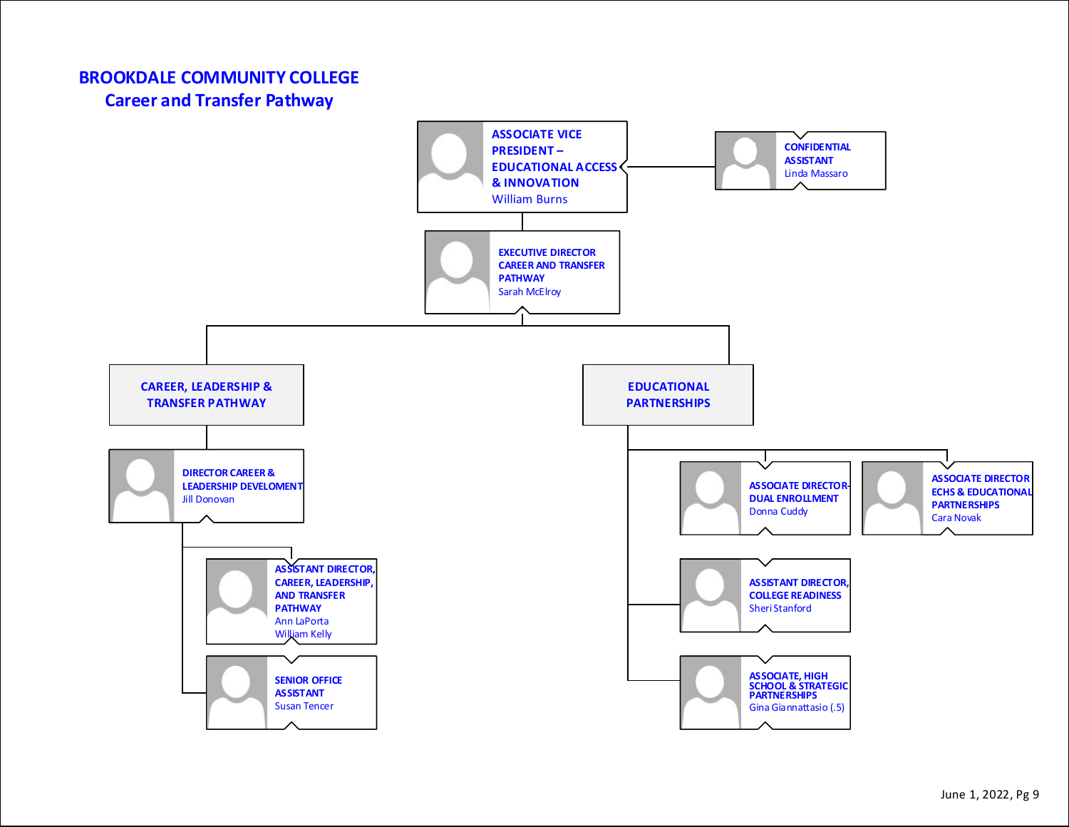# BROOKDALE COMMUNITY COLLEGE
## Career and Transfer Pathway

- **ASSOCIATE VICE PRESIDENT – EDUCATIONAL ACCESS & INNOVATION**
  William Burns
  - **CONFIDENTIAL ASSISTANT**
    Linda Massaro
  - **EXECUTIVE DIRECTOR CAREER AND TRANSFER PATHWAY**
    Sarah McElroy
    - **CAREER, LEADERSHIP & TRANSFER PATHWAY**
      - **DIRECTOR CAREER & LEADERSHIP DEVELOMENT**
        Jill Donovan
        - **ASSISTANT DIRECTOR, CAREER, LEADERSHIP, AND TRANSFER PATHWAY**
          Ann LaPorta
          William Kelly
        - **SENIOR OFFICE ASSISTANT**
          Susan Tencer
    - **EDUCATIONAL PARTNERSHIPS**
      - **ASSOCIATE DIRECTOR-DUAL ENROLLMENT**
        Donna Cuddy
      - **ASSOCIATE DIRECTOR ECHS & EDUCATIONAL PARTNERSHIPS**
        Cara Novak
      - **ASSISTANT DIRECTOR, COLLEGE READINESS**
        Sheri Stanford
      - **ASSOCIATE, HIGH SCHOOL & STRATEGIC PARTNERSHIPS**
        Gina Giannattasio (.5)

June 1, 2022, Pg 9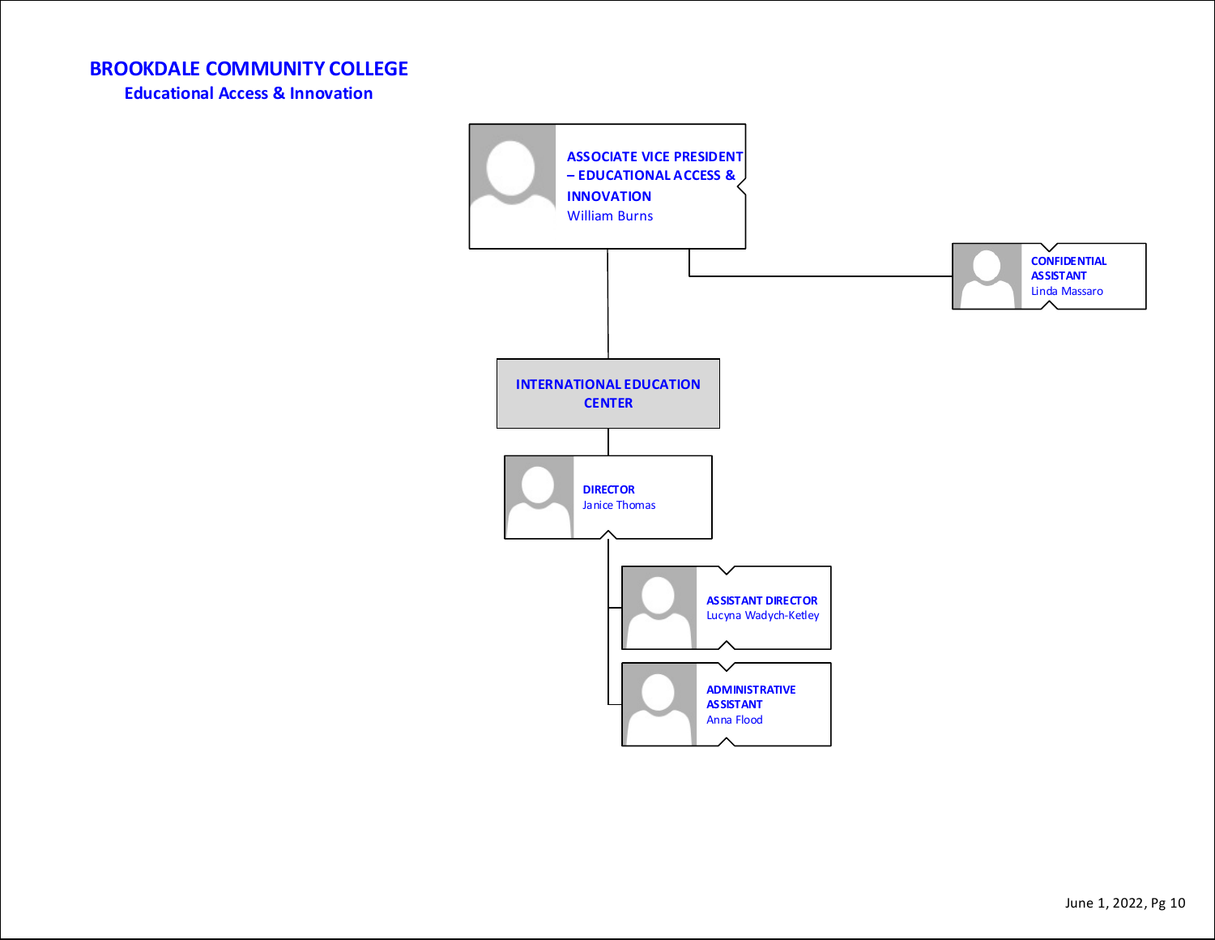# BROOKDALE COMMUNITY COLLEGE

## Educational Access & Innovation

- **ASSOCIATE VICE PRESIDENT – EDUCATIONAL ACCESS & INNOVATION**
  William Burns
  - **CONFIDENTIAL ASSISTANT**
    Linda Massaro
  - **INTERNATIONAL EDUCATION CENTER**
    - **DIRECTOR**
      Janice Thomas
      - **ASSISTANT DIRECTOR**
        Lucyna Wadych-Ketley
      - **ADMINISTRATIVE ASSISTANT**
        Anna Flood

June 1, 2022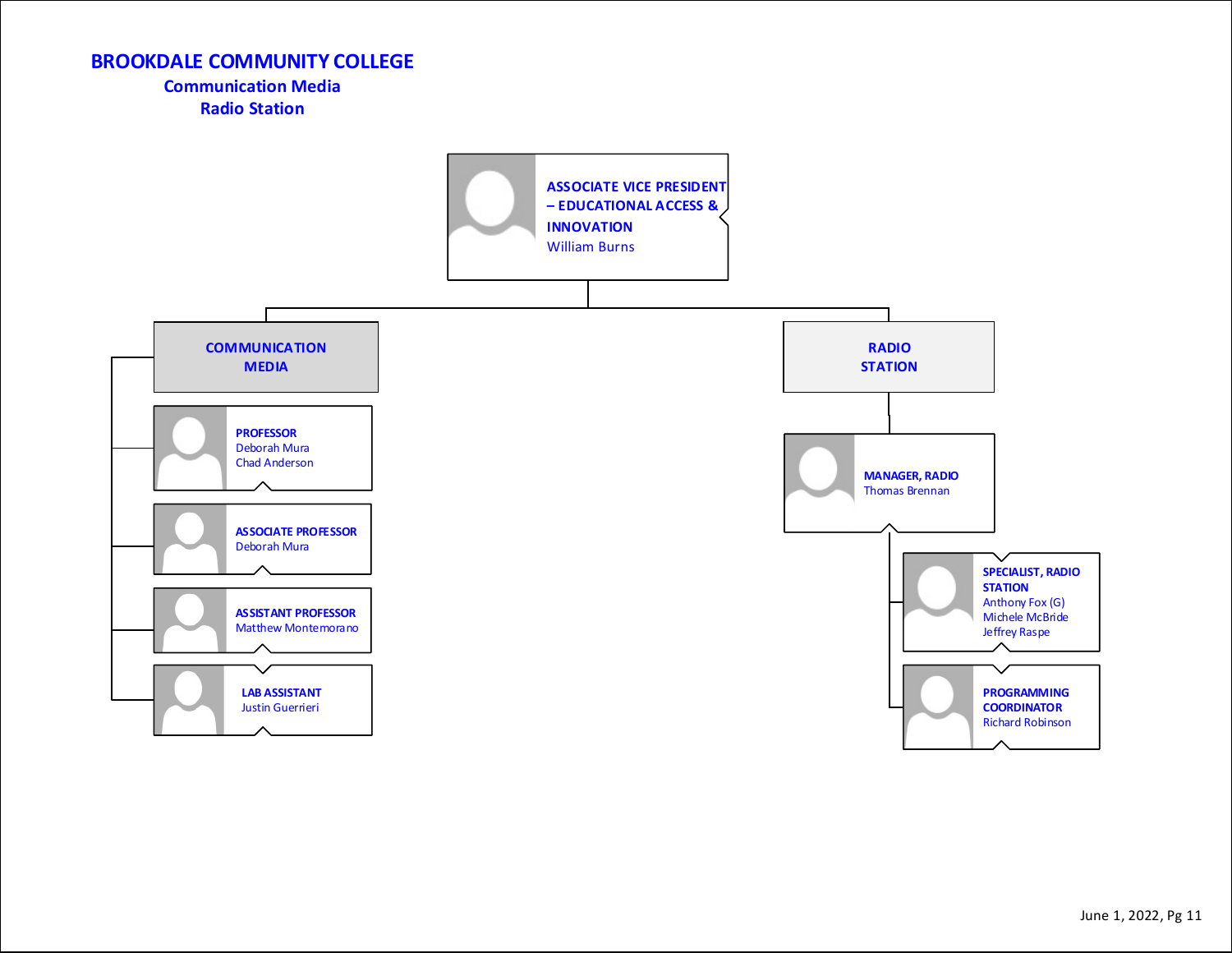# BROOKDALE COMMUNITY COLLEGE

## Communication Media

## Radio Station

**ASSOCIATE VICE PRESIDENT – EDUCATIONAL ACCESS & INNOVATION**
William Burns

- **COMMUNICATION MEDIA**
  - **PROFESSOR**
    Deborah Mura
    Chad Anderson
  - **ASSOCIATE PROFESSOR**
    Deborah Mura
  - **ASSISTANT PROFESSOR**
    Matthew Montemorano
  - **LAB ASSISTANT**
    Justin Guerrieri

- **RADIO STATION**
  - **MANAGER, RADIO**
    Thomas Brennan
    - **SPECIALIST, RADIO STATION**
      Anthony Fox (G)
      Michele McBride
      Jeffrey Raspe
    - **PROGRAMMING COORDINATOR**
      Richard Robinson

June 1, 2022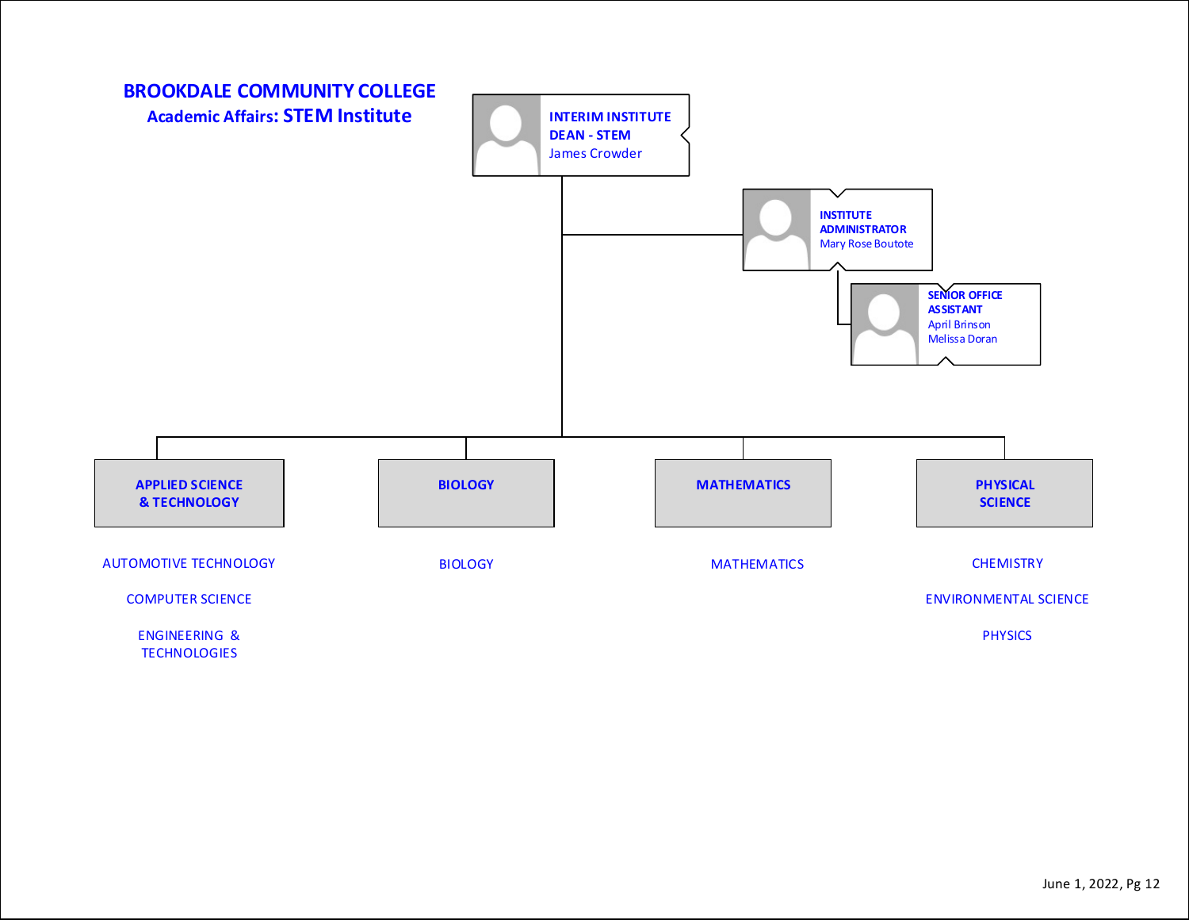# BROOKDALE COMMUNITY COLLEGE

## Academic Affairs: STEM Institute

**INTERIM INSTITUTE DEAN - STEM**
James Crowder

**INSTITUTE ADMINISTRATOR**
Mary Rose Boutote

**SENIOR OFFICE ASSISTANT**
April Brinson
Melissa Doran

### APPLIED SCIENCE & TECHNOLOGY

- AUTOMOTIVE TECHNOLOGY
- COMPUTER SCIENCE
- ENGINEERING & TECHNOLOGIES

### BIOLOGY

- BIOLOGY

### MATHEMATICS

- MATHEMATICS

### PHYSICAL SCIENCE

- CHEMISTRY
- ENVIRONMENTAL SCIENCE
- PHYSICS

June 1, 2022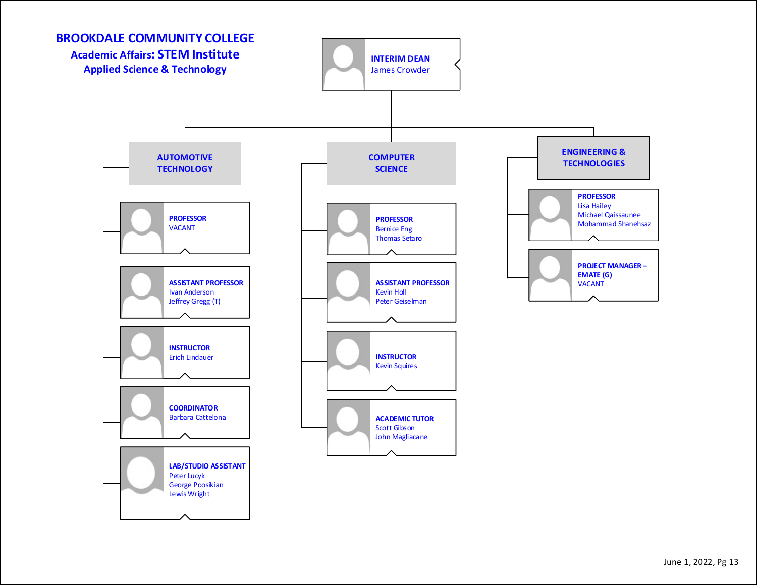# BROOKDALE COMMUNITY COLLEGE

## Academic Affairs: STEM Institute

## Applied Science & Technology

**INTERIM DEAN**
James Crowder

### AUTOMOTIVE TECHNOLOGY

- **PROFESSOR**
  VACANT
- **ASSISTANT PROFESSOR**
  Ivan Anderson
  Jeffrey Gregg (T)
- **INSTRUCTOR**
  Erich Lindauer
- **COORDINATOR**
  Barbara Cattelona
- **LAB/STUDIO ASSISTANT**
  Peter Lucyk
  George Poosikian
  Lewis Wright

### COMPUTER SCIENCE

- **PROFESSOR**
  Bernice Eng
  Thomas Setaro
- **ASSISTANT PROFESSOR**
  Kevin Holl
  Peter Geiselman
- **INSTRUCTOR**
  Kevin Squires
- **ACADEMIC TUTOR**
  Scott Gibson
  John Magliacane

### ENGINEERING & TECHNOLOGIES

- **PROFESSOR**
  Lisa Hailey
  Michael Qaissaunee
  Mohammad Shanehsaz
- **PROJECT MANAGER – EMATE (G)**
  VACANT

June 1, 2022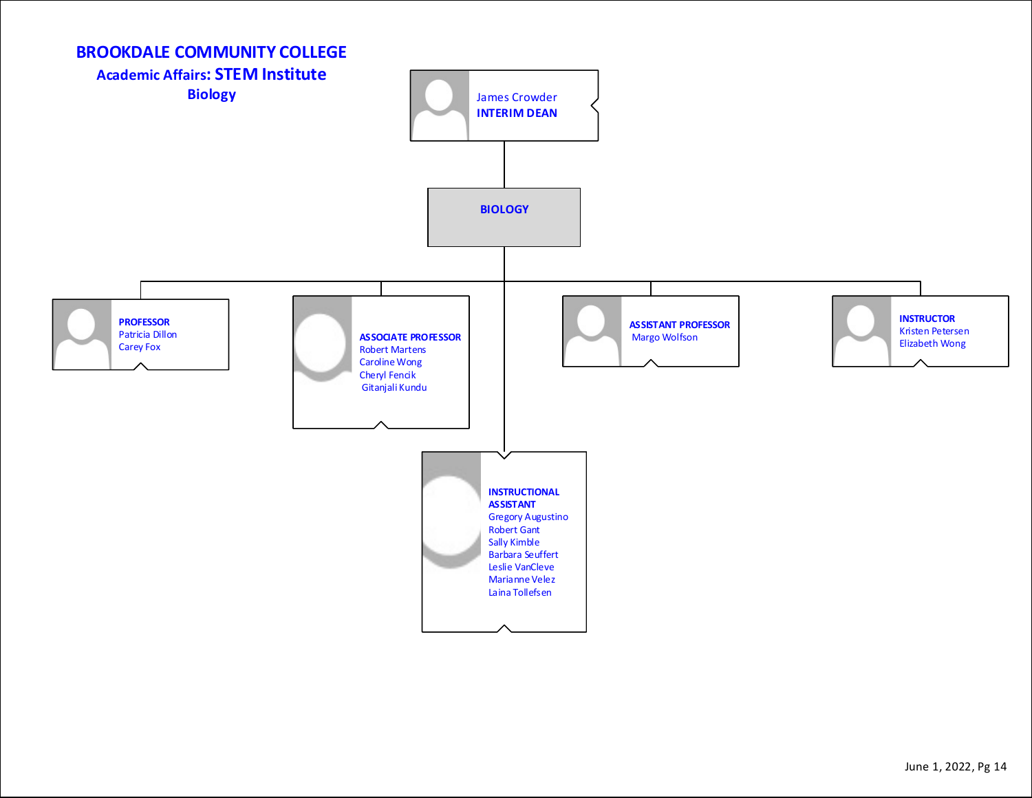# BROOKDALE COMMUNITY COLLEGE

## Academic Affairs: STEM Institute

### Biology

James Crowder
**INTERIM DEAN**

**BIOLOGY**

**PROFESSOR**
Patricia Dillon
Carey Fox

**ASSOCIATE PROFESSOR**
Robert Martens
Caroline Wong
Cheryl Fencik
Gitanjali Kundu

**ASSISTANT PROFESSOR**
Margo Wolfson

**INSTRUCTOR**
Kristen Petersen
Elizabeth Wong

**INSTRUCTIONAL ASSISTANT**
Gregory Augustino
Robert Gant
Sally Kimble
Barbara Seuffert
Leslie VanCleve
Marianne Velez
Laina Tollefsen

June 1, 2022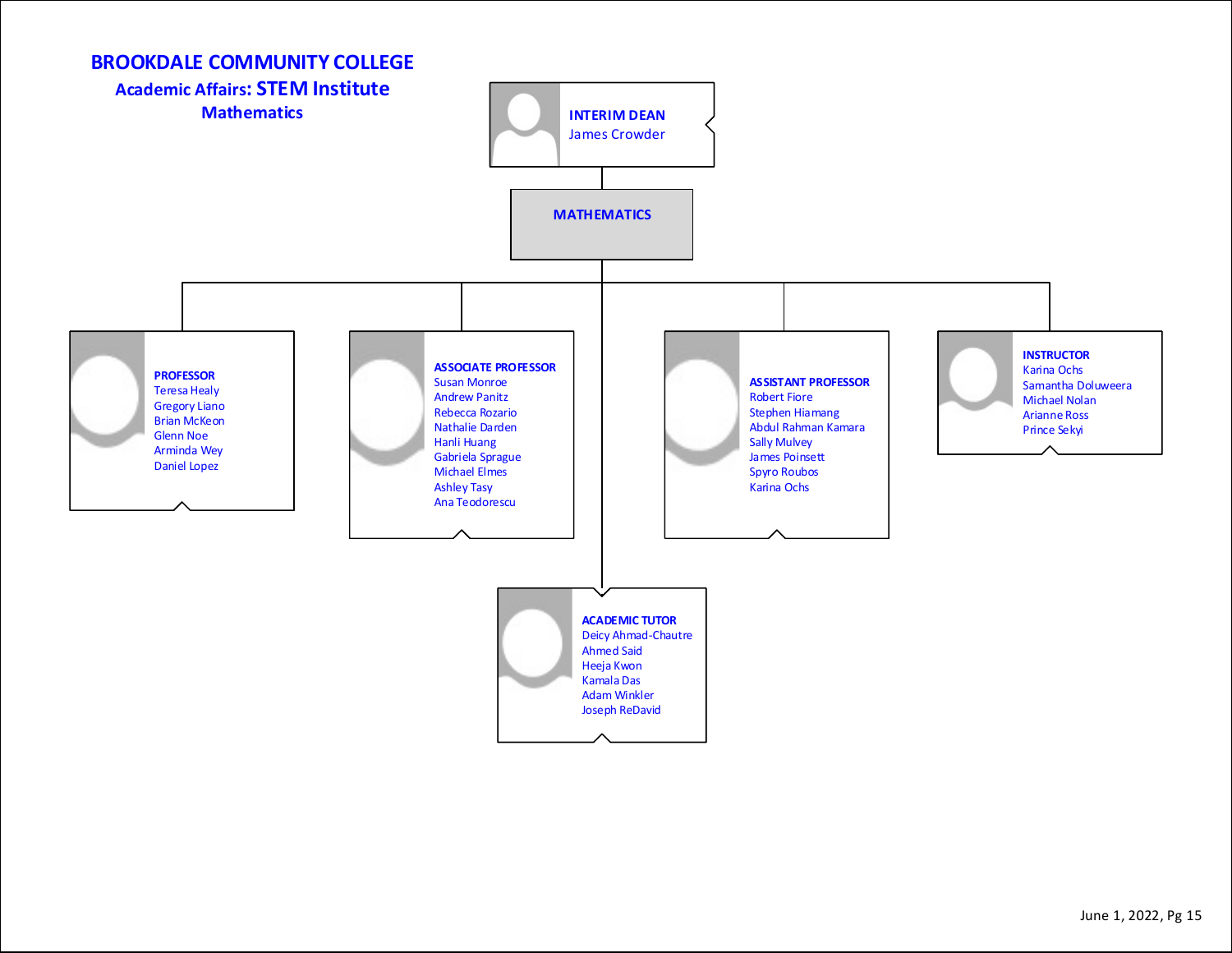# BROOKDALE COMMUNITY COLLEGE

## Academic Affairs: STEM Institute

### Mathematics

**INTERIM DEAN**
James Crowder

**MATHEMATICS**

**PROFESSOR**
- Teresa Healy
- Gregory Liano
- Brian McKeon
- Glenn Noe
- Arminda Wey
- Daniel Lopez

**ASSOCIATE PROFESSOR**
- Susan Monroe
- Andrew Panitz
- Rebecca Rozario
- Nathalie Darden
- Hanli Huang
- Gabriela Sprague
- Michael Elmes
- Ashley Tasy
- Ana Teodorescu

**ASSISTANT PROFESSOR**
- Robert Fiore
- Stephen Hiamang
- Abdul Rahman Kamara
- Sally Mulvey
- James Poinsett
- Spyro Roubos
- Karina Ochs

**INSTRUCTOR**
- Karina Ochs
- Samantha Doluweera
- Michael Nolan
- Arianne Ross
- Prince Sekyi

**ACADEMIC TUTOR**
- Deicy Ahmad-Chautre
- Ahmed Said
- Heeja Kwon
- Kamala Das
- Adam Winkler
- Joseph ReDavid

June 1, 2022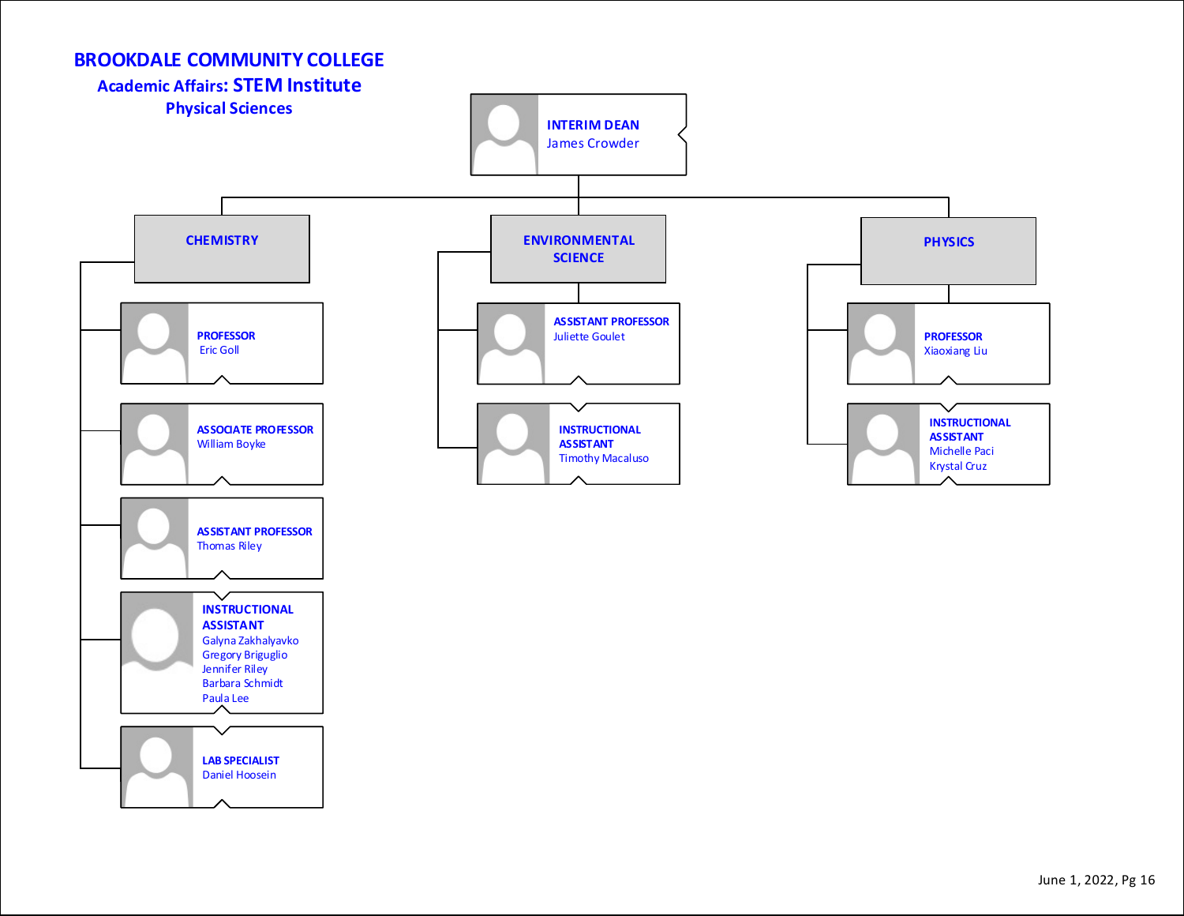# BROOKDALE COMMUNITY COLLEGE

## Academic Affairs: STEM Institute

### Physical Sciences

**INTERIM DEAN**
James Crowder

- **CHEMISTRY**
  - **PROFESSOR**
    Eric Goll
  - **ASSOCIATE PROFESSOR**
    William Boyke
  - **ASSISTANT PROFESSOR**
    Thomas Riley
  - **INSTRUCTIONAL ASSISTANT**
    Galyna Zakhalyavko
    Gregory Briguglio
    Jennifer Riley
    Barbara Schmidt
    Paula Lee
  - **LAB SPECIALIST**
    Daniel Hoosein

- **ENVIRONMENTAL SCIENCE**
  - **ASSISTANT PROFESSOR**
    Juliette Goulet
  - **INSTRUCTIONAL ASSISTANT**
    Timothy Macaluso

- **PHYSICS**
  - **PROFESSOR**
    Xiaoxiang Liu
  - **INSTRUCTIONAL ASSISTANT**
    Michelle Paci
    Krystal Cruz

June 1, 2022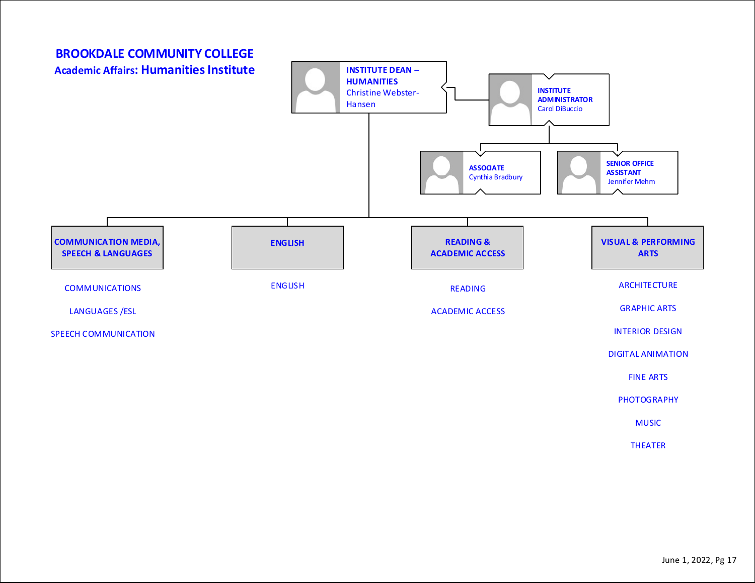# BROOKDALE COMMUNITY COLLEGE

## Academic Affairs: Humanities Institute

**INSTITUTE DEAN – HUMANITIES**
Christine Webster-Hansen

- **INSTITUTE ADMINISTRATOR**
  Carol DiBuccio
  - **ASSOCIATE**
    Cynthia Bradbury
  - **SENIOR OFFICE ASSISTANT**
    Jennifer Mehm

### COMMUNICATION MEDIA, SPEECH & LANGUAGES

- COMMUNICATIONS
- LANGUAGES /ESL
- SPEECH COMMUNICATION

### ENGLISH

- ENGLISH

### READING & ACADEMIC ACCESS

- READING
- ACADEMIC ACCESS

### VISUAL & PERFORMING ARTS

- ARCHITECTURE
- GRAPHIC ARTS
- INTERIOR DESIGN
- DIGITAL ANIMATION
- FINE ARTS
- PHOTOGRAPHY
- MUSIC
- THEATER

June 1, 2022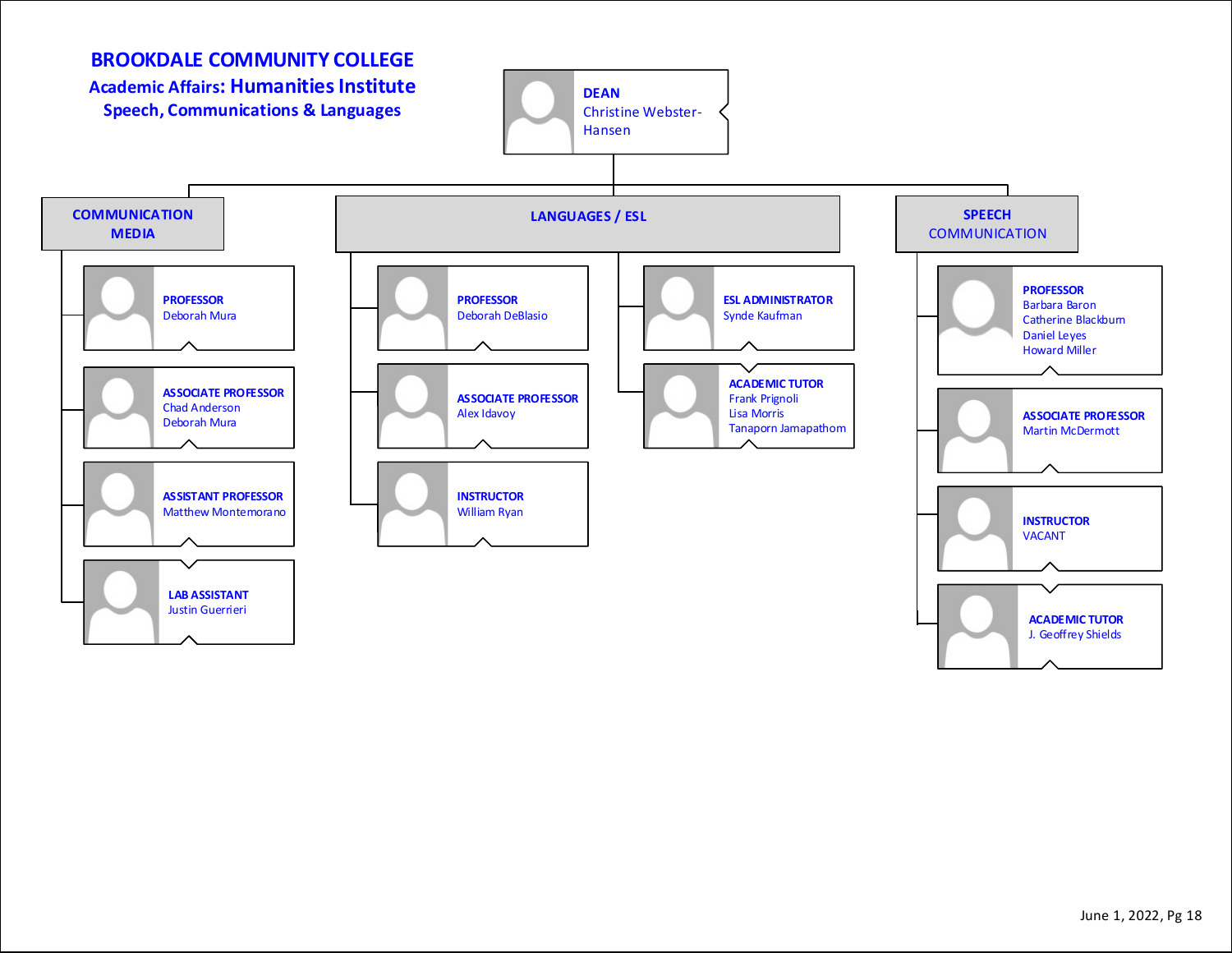# BROOKDALE COMMUNITY COLLEGE

## Academic Affairs: Humanities Institute

### Speech, Communications & Languages

**DEAN**
Christine Webster-Hansen

## COMMUNICATION MEDIA

**PROFESSOR**
Deborah Mura

**ASSOCIATE PROFESSOR**
Chad Anderson
Deborah Mura

**ASSISTANT PROFESSOR**
Matthew Montemorano

**LAB ASSISTANT**
Justin Guerrieri

## LANGUAGES / ESL

**PROFESSOR**
Deborah DeBlasio

**ASSOCIATE PROFESSOR**
Alex Idavoy

**INSTRUCTOR**
William Ryan

**ESL ADMINISTRATOR**
Synde Kaufman

**ACADEMIC TUTOR**
Frank Prignoli
Lisa Morris
Tanaporn Jamapathom

## SPEECH COMMUNICATION

**PROFESSOR**
Barbara Baron
Catherine Blackburn
Daniel Leyes
Howard Miller

**ASSOCIATE PROFESSOR**
Martin McDermott

**INSTRUCTOR**
VACANT

**ACADEMIC TUTOR**
J. Geoffrey Shields

June 1, 2022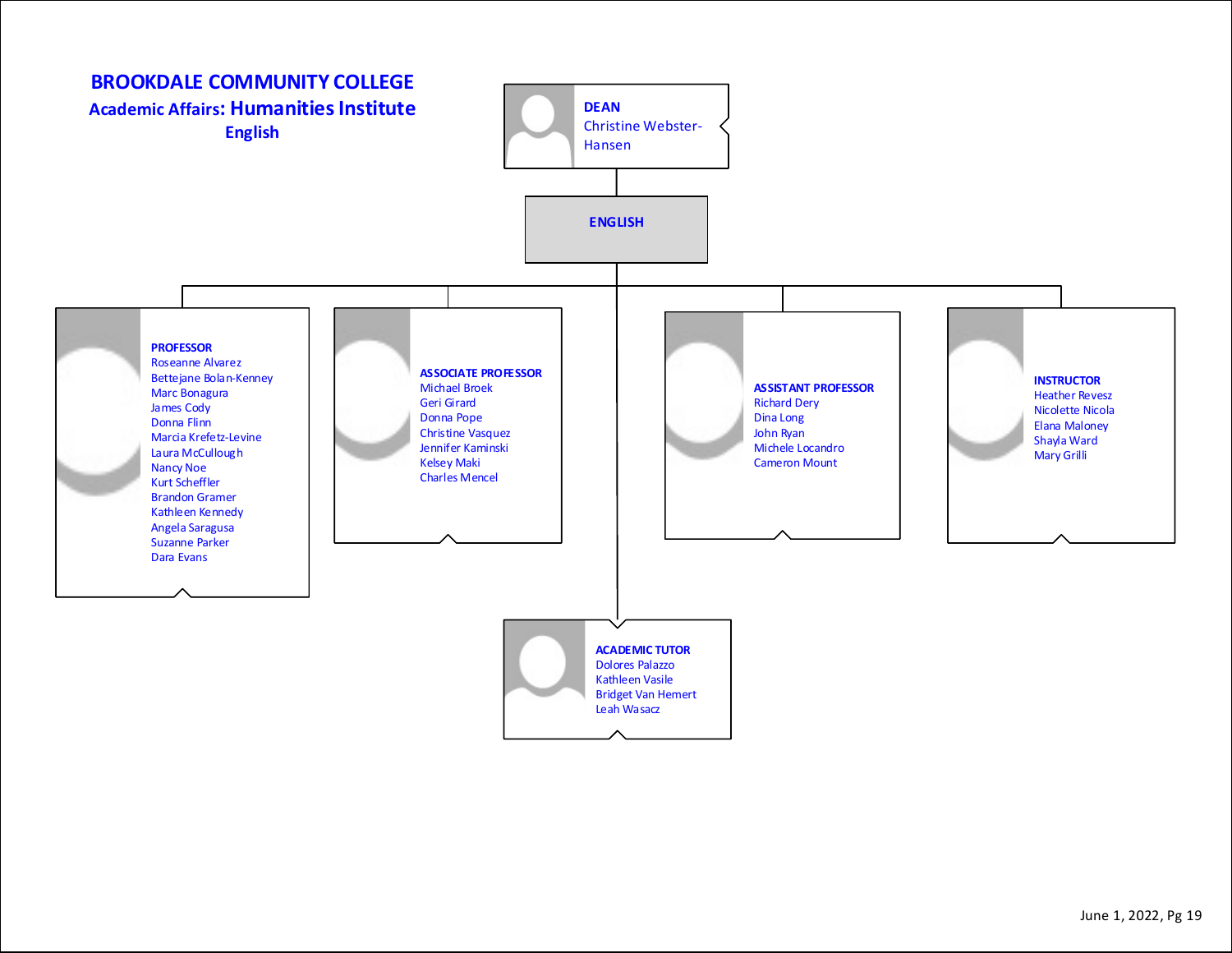# BROOKDALE COMMUNITY COLLEGE

## Academic Affairs: Humanities Institute

### English

**DEAN**
Christine Webster-Hansen

**ENGLISH**

**PROFESSOR**
- Roseanne Alvarez
- Bettejane Bolan-Kenney
- Marc Bonagura
- James Cody
- Donna Flinn
- Marcia Krefetz-Levine
- Laura McCullough
- Nancy Noe
- Kurt Scheffler
- Brandon Gramer
- Kathleen Kennedy
- Angela Saragusa
- Suzanne Parker
- Dara Evans

**ASSOCIATE PROFESSOR**
- Michael Broek
- Geri Girard
- Donna Pope
- Christine Vasquez
- Jennifer Kaminski
- Kelsey Maki
- Charles Mencel

**ASSISTANT PROFESSOR**
- Richard Dery
- Dina Long
- John Ryan
- Michele Locandro
- Cameron Mount

**INSTRUCTOR**
- Heather Revesz
- Nicolette Nicola
- Elana Maloney
- Shayla Ward
- Mary Grilli

**ACADEMIC TUTOR**
- Dolores Palazzo
- Kathleen Vasile
- Bridget Van Hemert
- Leah Wasacz

June 1, 2022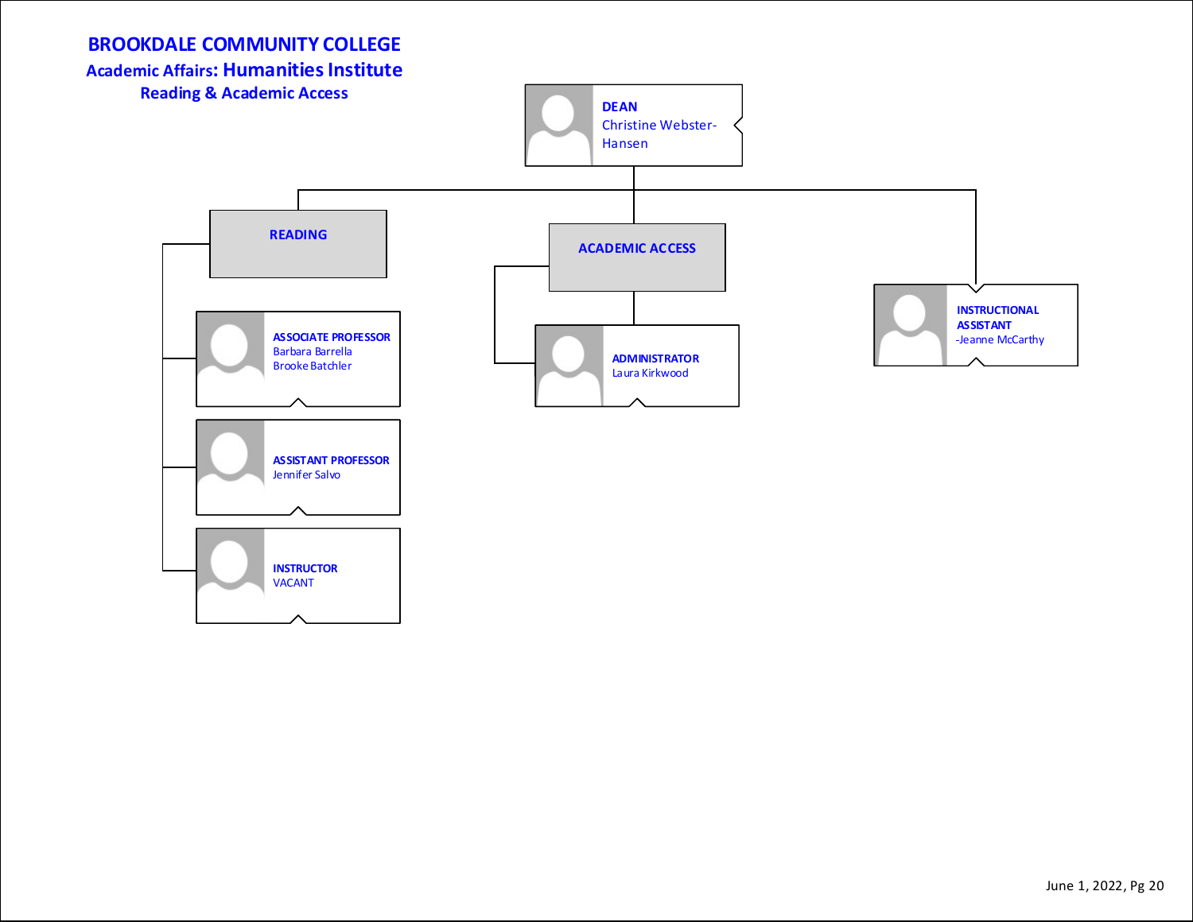# BROOKDALE COMMUNITY COLLEGE

## Academic Affairs: Humanities Institute

### Reading & Academic Access

**DEAN**
Christine Webster-Hansen

- **READING**
  - **ASSOCIATE PROFESSOR**
    Barbara Barrella
    Brooke Batchler
  - **ASSISTANT PROFESSOR**
    Jennifer Salvo
  - **INSTRUCTOR**
    VACANT
- **ACADEMIC ACCESS**
  - **ADMINISTRATOR**
    Laura Kirkwood
- **INSTRUCTIONAL ASSISTANT**
  -Jeanne McCarthy

June 1, 2022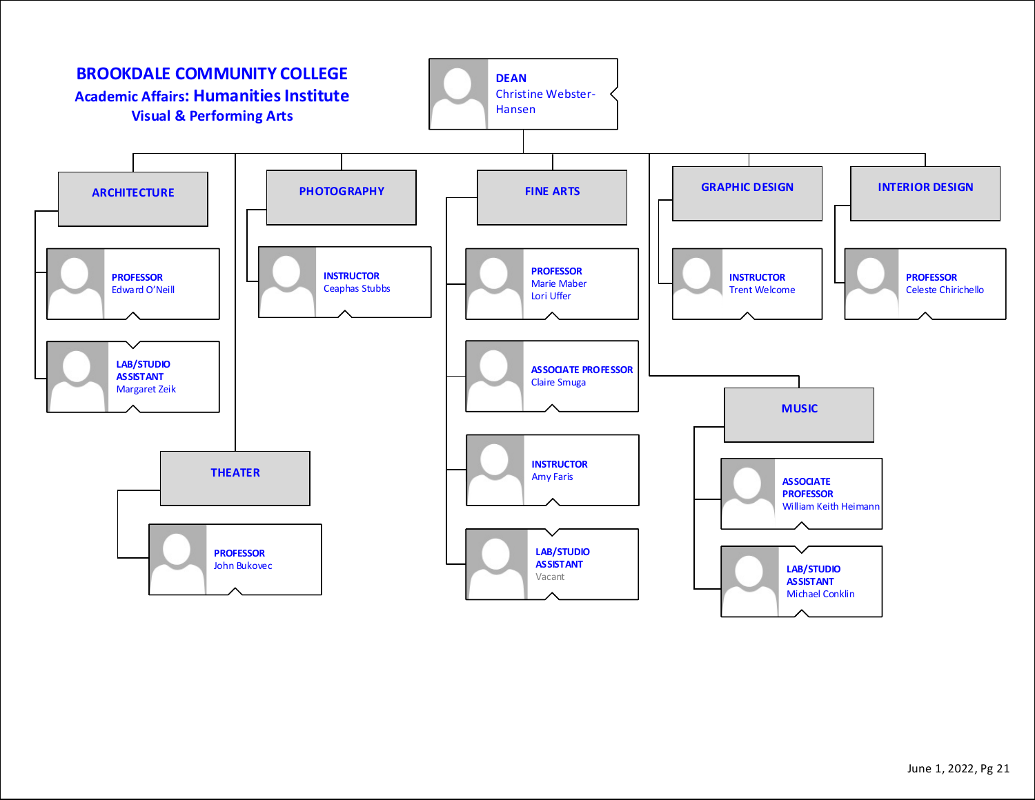# BROOKDALE COMMUNITY COLLEGE

## Academic Affairs: Humanities Institute

### Visual & Performing Arts

**DEAN**
Christine Webster-Hansen

- **ARCHITECTURE**
  - **PROFESSOR** – Edward O'Neill
  - **LAB/STUDIO ASSISTANT** – Margaret Zeik
- **THEATER**
  - **PROFESSOR** – John Bukovec
- **PHOTOGRAPHY**
  - **INSTRUCTOR** – Ceaphas Stubbs
- **FINE ARTS**
  - **PROFESSOR** – Marie Maber Lori Uffer
  - **ASSOCIATE PROFESSOR** – Claire Smuga
  - **INSTRUCTOR** – Amy Faris
  - **LAB/STUDIO ASSISTANT** – Vacant
- **GRAPHIC DESIGN**
  - **INSTRUCTOR** – Trent Welcome
- **INTERIOR DESIGN**
  - **PROFESSOR** – Celeste Chirichello
- **MUSIC**
  - **ASSOCIATE PROFESSOR** – William Keith Heimann
  - **LAB/STUDIO ASSISTANT** – Michael Conklin

June 1, 2022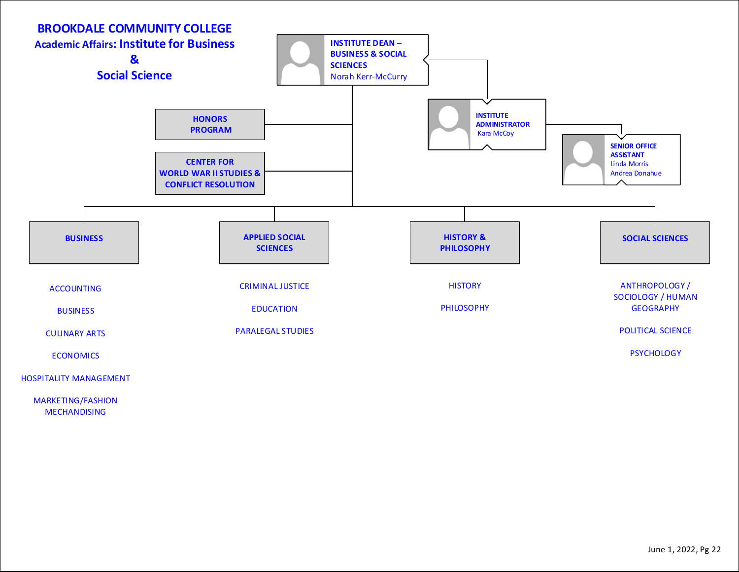# BROOKDALE COMMUNITY COLLEGE

## Academic Affairs: Institute for Business & Social Science

**INSTITUTE DEAN – BUSINESS & SOCIAL SCIENCES**
Norah Kerr-McCurry

- **INSTITUTE ADMINISTRATOR**
  Kara McCoy
  - **SENIOR OFFICE ASSISTANT**
    Linda Morris
    Andrea Donahue

**HONORS PROGRAM**

**CENTER FOR WORLD WAR II STUDIES & CONFLICT RESOLUTION**

### BUSINESS

- ACCOUNTING
- BUSINESS
- CULINARY ARTS
- ECONOMICS
- HOSPITALITY MANAGEMENT
- MARKETING/FASHION MECHANDISING

### APPLIED SOCIAL SCIENCES

- CRIMINAL JUSTICE
- EDUCATION
- PARALEGAL STUDIES

### HISTORY & PHILOSOPHY

- HISTORY
- PHILOSOPHY

### SOCIAL SCIENCES

- ANTHROPOLOGY / SOCIOLOGY / HUMAN GEOGRAPHY
- POLITICAL SCIENCE
- PSYCHOLOGY

June 1, 2022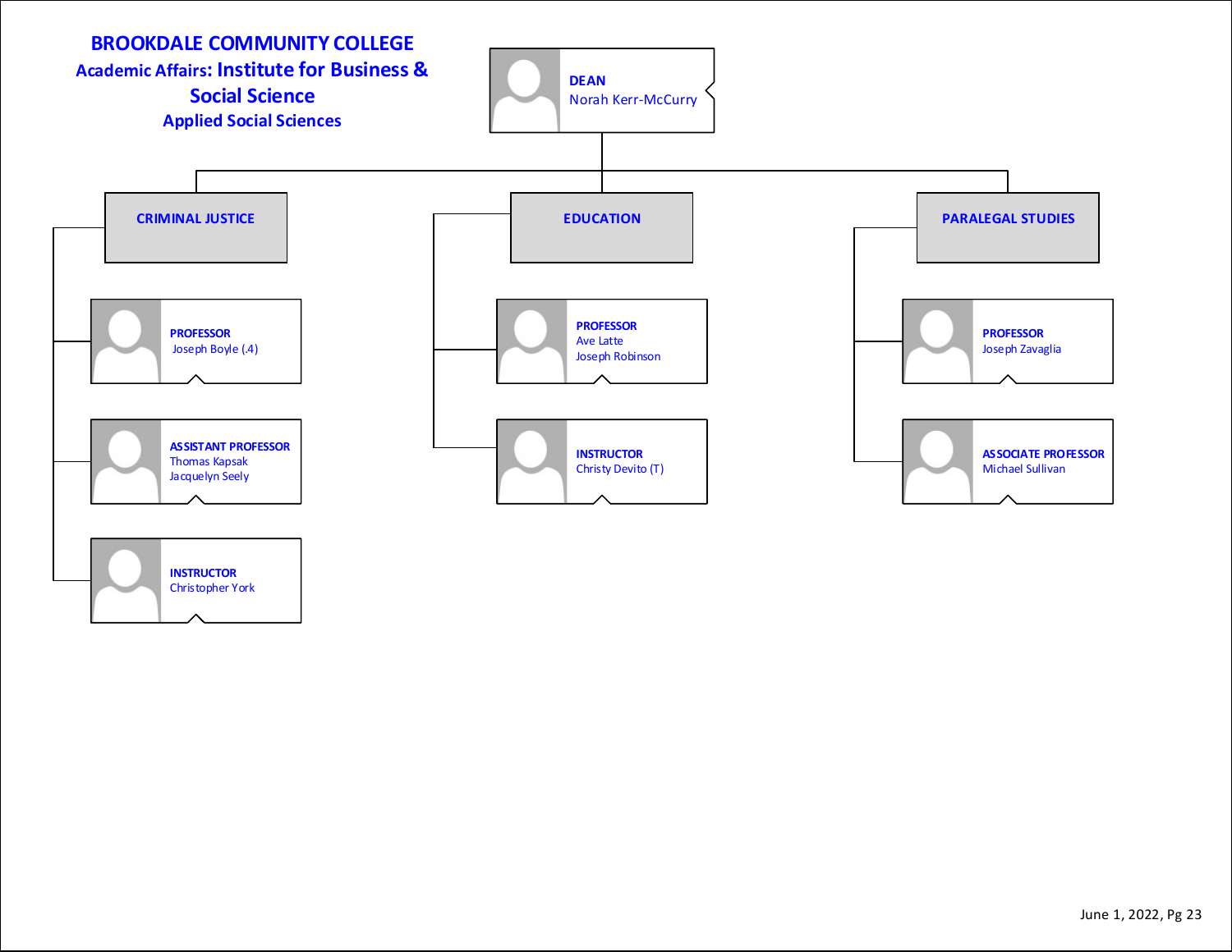# BROOKDALE COMMUNITY COLLEGE

## Academic Affairs: Institute for Business & Social Science

### Applied Social Sciences

**DEAN**
Norah Kerr-McCurry

---

#### CRIMINAL JUSTICE

- **PROFESSOR**
  Joseph Boyle (.4)
- **ASSISTANT PROFESSOR**
  Thomas Kapsak
  Jacquelyn Seely
- **INSTRUCTOR**
  Christopher York

#### EDUCATION

- **PROFESSOR**
  Ave Latte
  Joseph Robinson
- **INSTRUCTOR**
  Christy Devito (T)

#### PARALEGAL STUDIES

- **PROFESSOR**
  Joseph Zavaglia
- **ASSOCIATE PROFESSOR**
  Michael Sullivan

June 1, 2022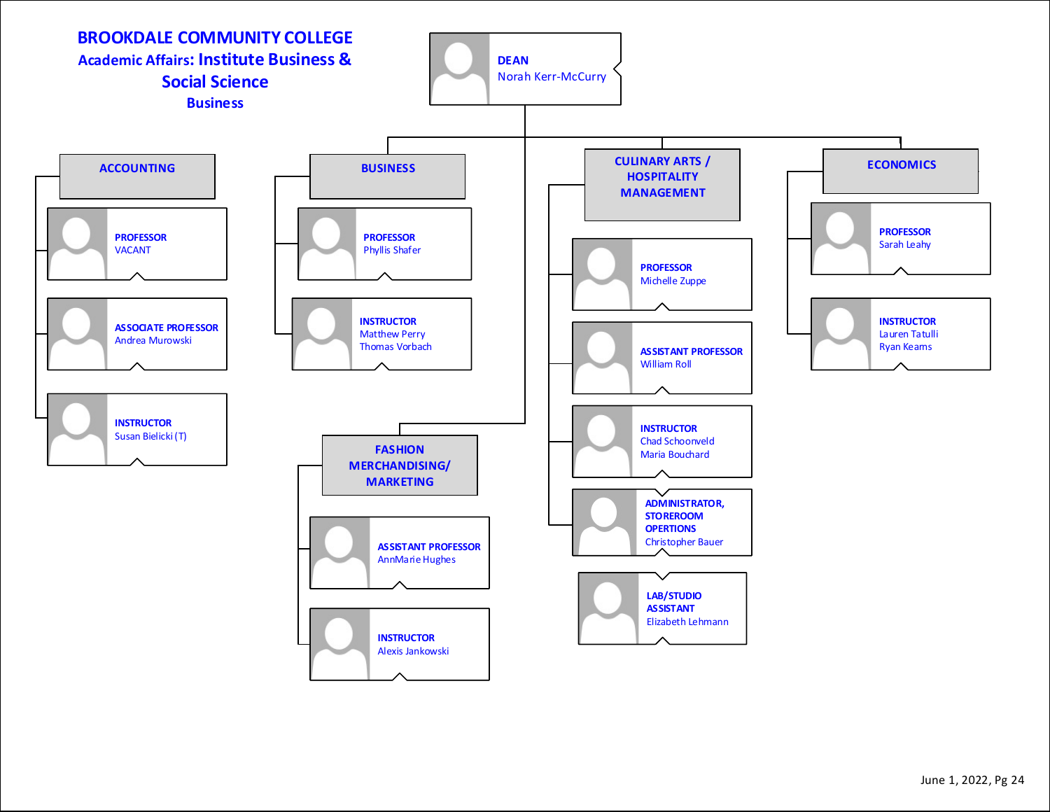# BROOKDALE COMMUNITY COLLEGE

## Academic Affairs: Institute Business & Social Science

### Business

**DEAN**
Norah Kerr-McCurry

## ACCOUNTING

- **PROFESSOR**
  VACANT
- **ASSOCIATE PROFESSOR**
  Andrea Murowski
- **INSTRUCTOR**
  Susan Bielicki (T)

## BUSINESS

- **PROFESSOR**
  Phyllis Shafer
- **INSTRUCTOR**
  Matthew Perry
  Thomas Vorbach

## FASHION MERCHANDISING/ MARKETING

- **ASSISTANT PROFESSOR**
  AnnMarie Hughes
- **INSTRUCTOR**
  Alexis Jankowski

## CULINARY ARTS / HOSPITALITY MANAGEMENT

- **PROFESSOR**
  Michelle Zuppe
- **ASSISTANT PROFESSOR**
  William Roll
- **INSTRUCTOR**
  Chad Schoonveld
  Maria Bouchard
- **ADMINISTRATOR, STOREROOM OPERTIONS**
  Christopher Bauer
  - **LAB/STUDIO ASSISTANT**
    Elizabeth Lehmann

## ECONOMICS

- **PROFESSOR**
  Sarah Leahy
- **INSTRUCTOR**
  Lauren Tatulli
  Ryan Kearns

June 1, 2022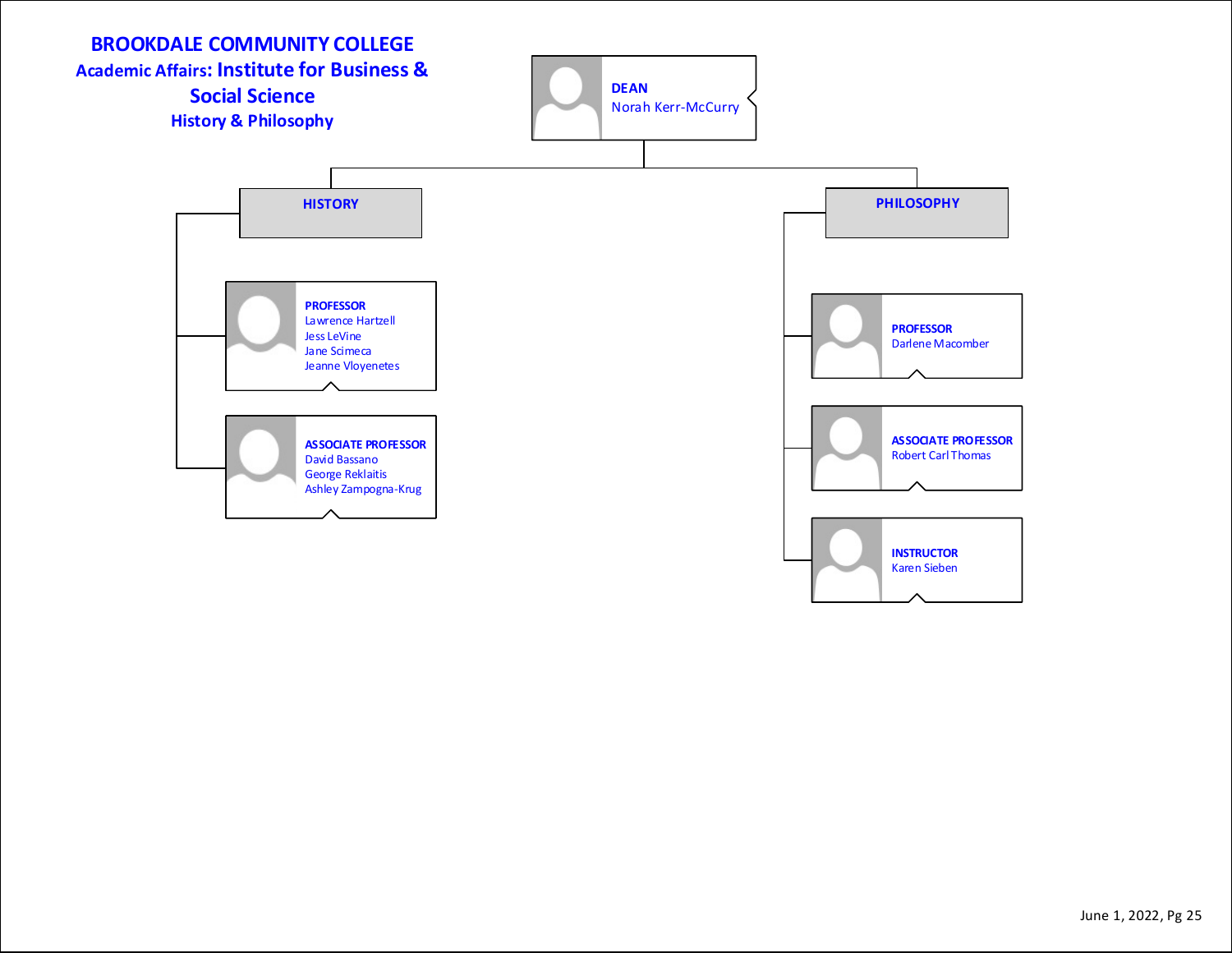# BROOKDALE COMMUNITY COLLEGE

## Academic Affairs: Institute for Business & Social Science

### History & Philosophy

**DEAN**
Norah Kerr-McCurry

#### HISTORY

**PROFESSOR**
- Lawrence Hartzell
- Jess LeVine
- Jane Scimeca
- Jeanne Vloyenetes

**ASSOCIATE PROFESSOR**
- David Bassano
- George Reklaitis
- Ashley Zampogna-Krug

#### PHILOSOPHY

**PROFESSOR**
- Darlene Macomber

**ASSOCIATE PROFESSOR**
- Robert Carl Thomas

**INSTRUCTOR**
- Karen Sieben

June 1, 2022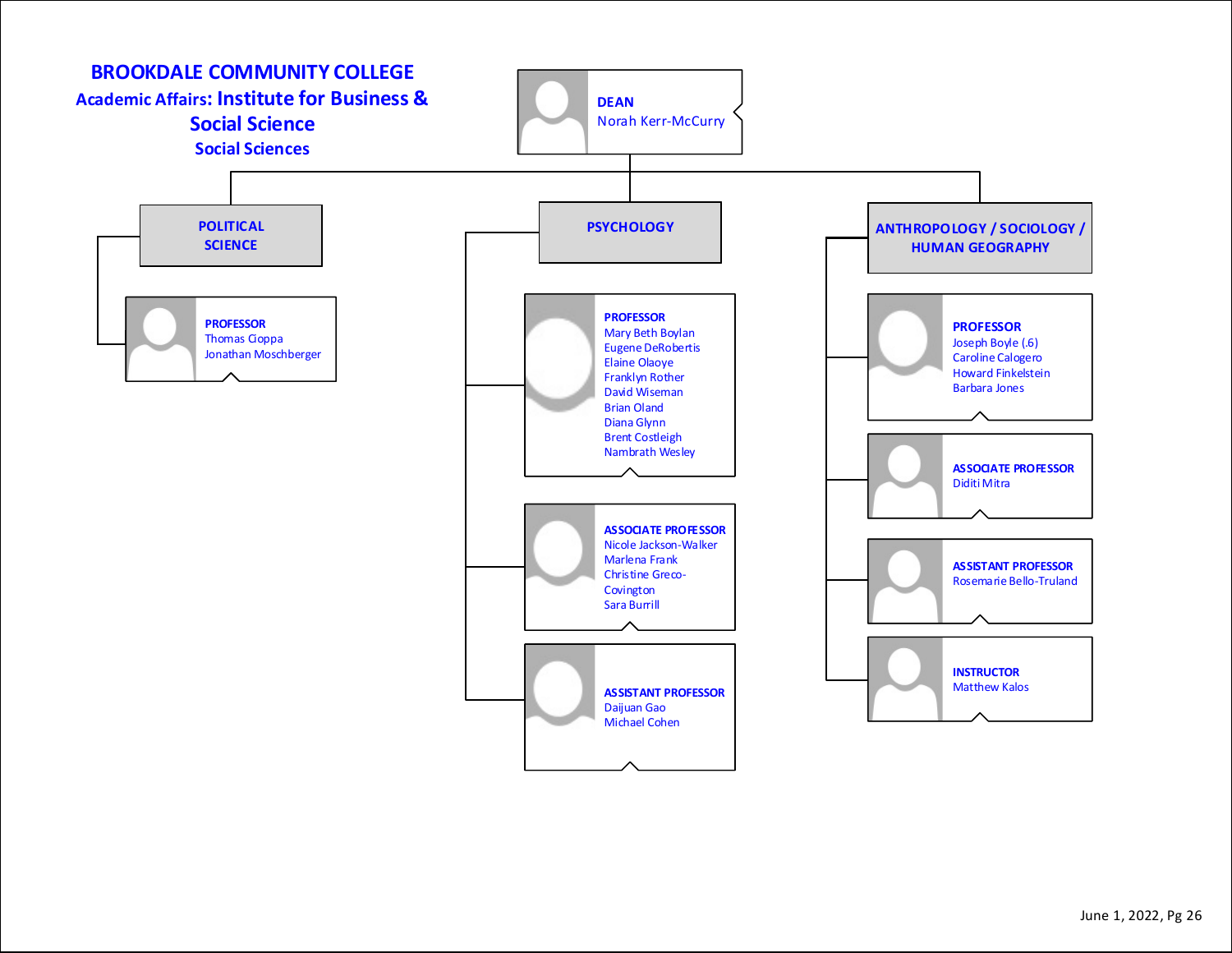# BROOKDALE COMMUNITY COLLEGE

## Academic Affairs: Institute for Business & Social Science

### Social Sciences

**DEAN**
Norah Kerr-McCurry

---

## POLITICAL SCIENCE

**PROFESSOR**
- Thomas Cioppa
- Jonathan Moschberger

---

## PSYCHOLOGY

**PROFESSOR**
- Mary Beth Boylan
- Eugene DeRobertis
- Elaine Olaoye
- Franklyn Rother
- David Wiseman
- Brian Oland
- Diana Glynn
- Brent Costleigh
- Nambrath Wesley

**ASSOCIATE PROFESSOR**
- Nicole Jackson-Walker
- Marlena Frank
- Christine Greco-Covington
- Sara Burrill

**ASSISTANT PROFESSOR**
- Daijuan Gao
- Michael Cohen

---

## ANTHROPOLOGY / SOCIOLOGY / HUMAN GEOGRAPHY

**PROFESSOR**
- Joseph Boyle (.6)
- Caroline Calogero
- Howard Finkelstein
- Barbara Jones

**ASSOCIATE PROFESSOR**
- Diditi Mitra

**ASSISTANT PROFESSOR**
- Rosemarie Bello-Truland

**INSTRUCTOR**
- Matthew Kalos

June 1, 2022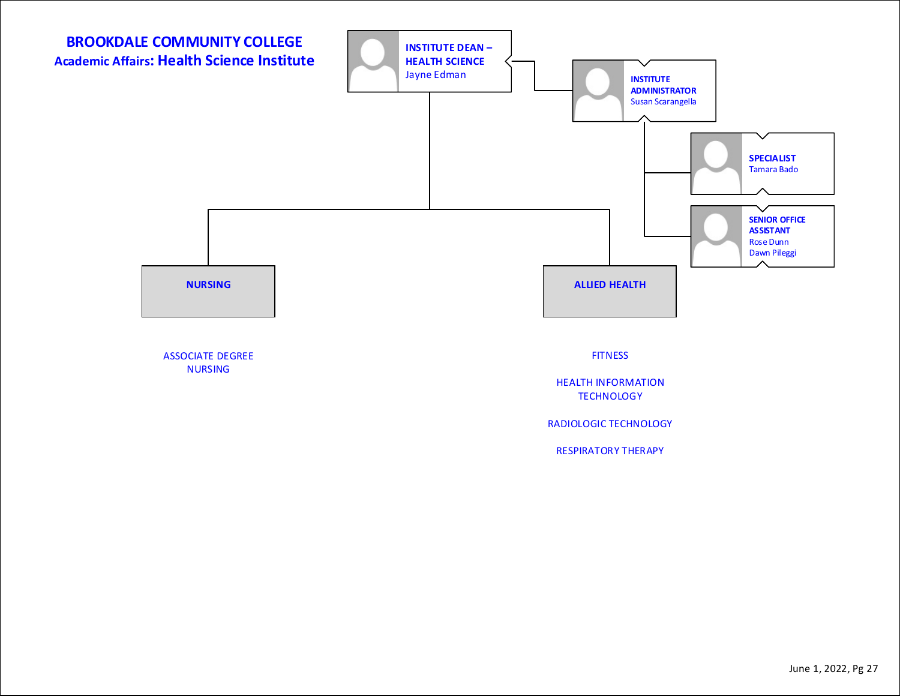# BROOKDALE COMMUNITY COLLEGE

## Academic Affairs: Health Science Institute

**INSTITUTE DEAN – HEALTH SCIENCE**
Jayne Edman

- **INSTITUTE ADMINISTRATOR**
  Susan Scarangella
  - **SPECIALIST**
    Tamara Bado
  - **SENIOR OFFICE ASSISTANT**
    Rose Dunn
    Dawn Pileggi

### NURSING

- ASSOCIATE DEGREE NURSING

### ALLIED HEALTH

- FITNESS
- HEALTH INFORMATION TECHNOLOGY
- RADIOLOGIC TECHNOLOGY
- RESPIRATORY THERAPY

June 1, 2022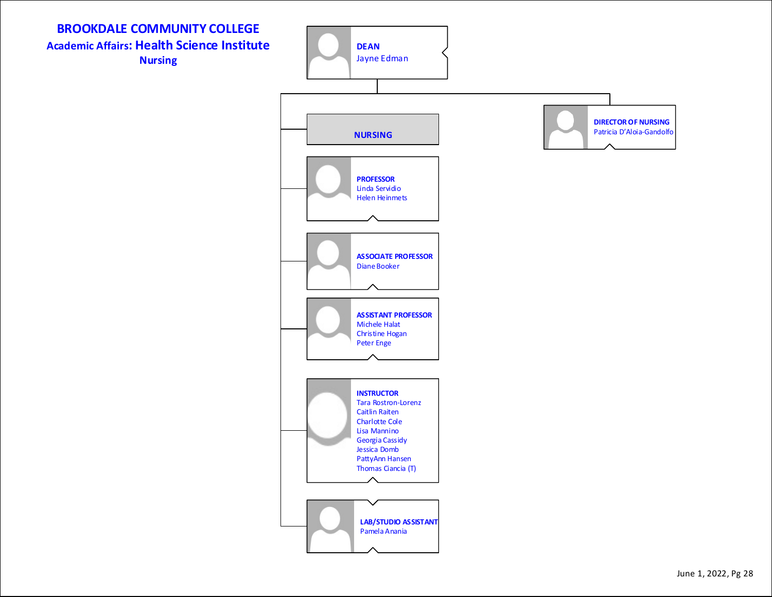# BROOKDALE COMMUNITY COLLEGE

## Academic Affairs: Health Science Institute

### Nursing

**DEAN**
Jayne Edman

**DIRECTOR OF NURSING**
Patricia D'Aloia-Gandolfo

**NURSING**

**PROFESSOR**
Linda Servidio
Helen Heinmets

**ASSOCIATE PROFESSOR**
Diane Booker

**ASSISTANT PROFESSOR**
Michele Halat
Christine Hogan
Peter Enge

**INSTRUCTOR**
Tara Rostron-Lorenz
Caitlin Raiten
Charlotte Cole
Lisa Mannino
Georgia Cassidy
Jessica Domb
PattyAnn Hansen
Thomas Ciancia (T)

**LAB/STUDIO ASSISTANT**
Pamela Anania

June 1, 2022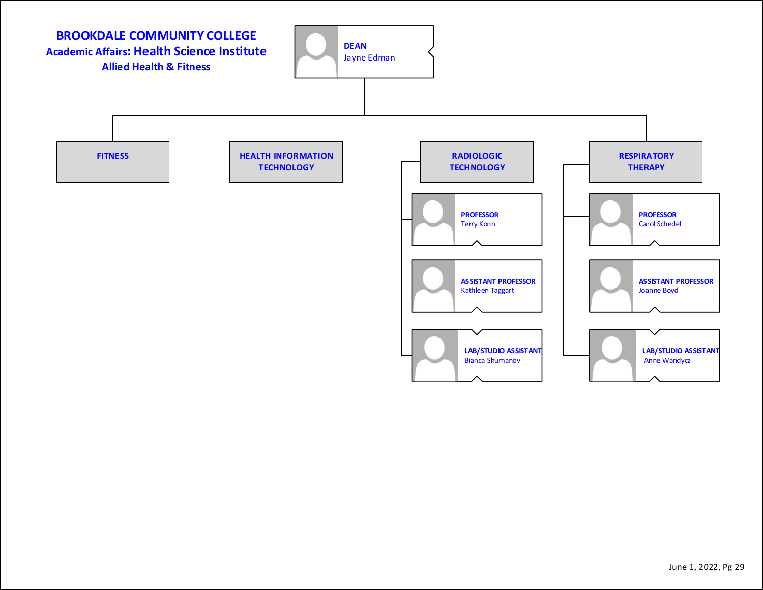# BROOKDALE COMMUNITY COLLEGE

## Academic Affairs: Health Science Institute

### Allied Health & Fitness

**DEAN**
Jayne Edman

- **FITNESS**
- **HEALTH INFORMATION TECHNOLOGY**
- **RADIOLOGIC TECHNOLOGY**
  - **PROFESSOR** – Terry Konn
  - **ASSISTANT PROFESSOR** – Kathleen Taggart
  - **LAB/STUDIO ASSISTANT** – Bianca Shumanov
- **RESPIRATORY THERAPY**
  - **PROFESSOR** – Carol Schedel
  - **ASSISTANT PROFESSOR** – Joanne Boyd
  - **LAB/STUDIO ASSISTANT** – Anne Wandycz

June 1, 2022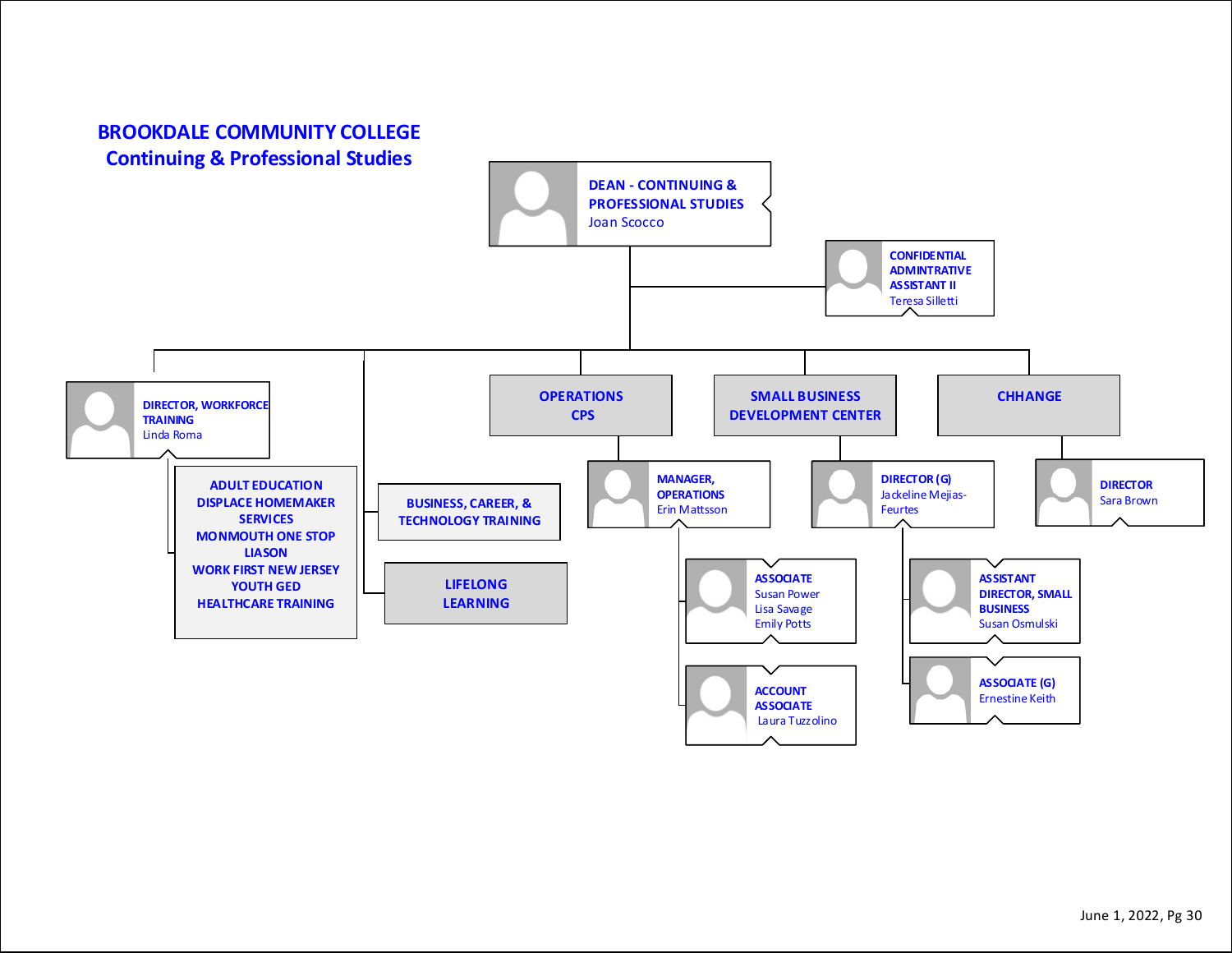# BROOKDALE COMMUNITY COLLEGE

## Continuing & Professional Studies

- **DEAN - CONTINUING & PROFESSIONAL STUDIES** – Joan Scocco
  - **CONFIDENTIAL ADMINTRATIVE ASSISTANT II** – Teresa Silletti
  - **DIRECTOR, WORKFORCE TRAINING** – Linda Roma
    - ADULT EDUCATION
    - DISPLACE HOMEMAKER SERVICES
    - MONMOUTH ONE STOP LIASON
    - WORK FIRST NEW JERSEY
    - YOUTH GED
    - HEALTHCARE TRAINING
  - **BUSINESS, CAREER, & TECHNOLOGY TRAINING**
  - **LIFELONG LEARNING**
  - **OPERATIONS CPS**
    - **MANAGER, OPERATIONS** – Erin Mattsson
      - **ASSOCIATE** – Susan Power, Lisa Savage, Emily Potts
      - **ACCOUNT ASSOCIATE** – Laura Tuzzolino
  - **SMALL BUSINESS DEVELOPMENT CENTER**
    - **DIRECTOR (G)** – Jackeline Mejias-Feurtes
      - **ASSISTANT DIRECTOR, SMALL BUSINESS** – Susan Osmulski
      - **ASSOCIATE (G)** – Ernestine Keith
  - **CHHANGE**
    - **DIRECTOR** – Sara Brown

June 1, 2022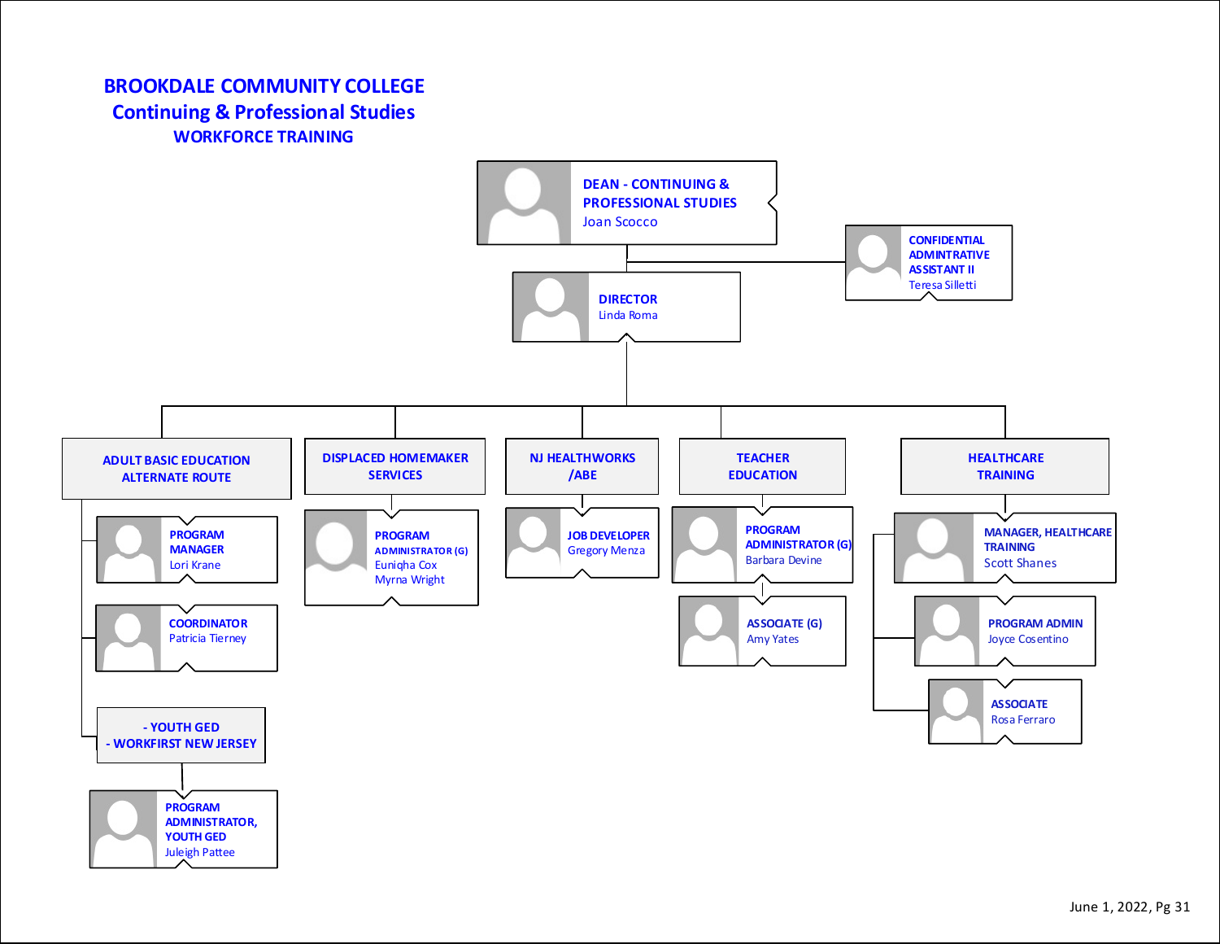# BROOKDALE COMMUNITY COLLEGE
## Continuing & Professional Studies
### WORKFORCE TRAINING

- **DEAN - CONTINUING & PROFESSIONAL STUDIES** – Joan Scocco
  - **CONFIDENTIAL ADMINTRATIVE ASSISTANT II** – Teresa Silletti
  - **DIRECTOR** – Linda Roma
    - **ADULT BASIC EDUCATION ALTERNATE ROUTE**
      - **PROGRAM MANAGER** – Lori Krane
      - **COORDINATOR** – Patricia Tierney
      - **- YOUTH GED - WORKFIRST NEW JERSEY**
        - **PROGRAM ADMINISTRATOR, YOUTH GED** – Juleigh Pattee
    - **DISPLACED HOMEMAKER SERVICES**
      - **PROGRAM ADMINISTRATOR (G)** – Euniqha Cox, Myrna Wright
    - **NJ HEALTHWORKS /ABE**
      - **JOB DEVELOPER** – Gregory Menza
    - **TEACHER EDUCATION**
      - **PROGRAM ADMINISTRATOR (G)** – Barbara Devine
        - **ASSOCIATE (G)** – Amy Yates
    - **HEALTHCARE TRAINING**
      - **MANAGER, HEALTHCARE TRAINING** – Scott Shanes
        - **PROGRAM ADMIN** – Joyce Cosentino
        - **ASSOCIATE** – Rosa Ferraro

June 1, 2022, Pg 31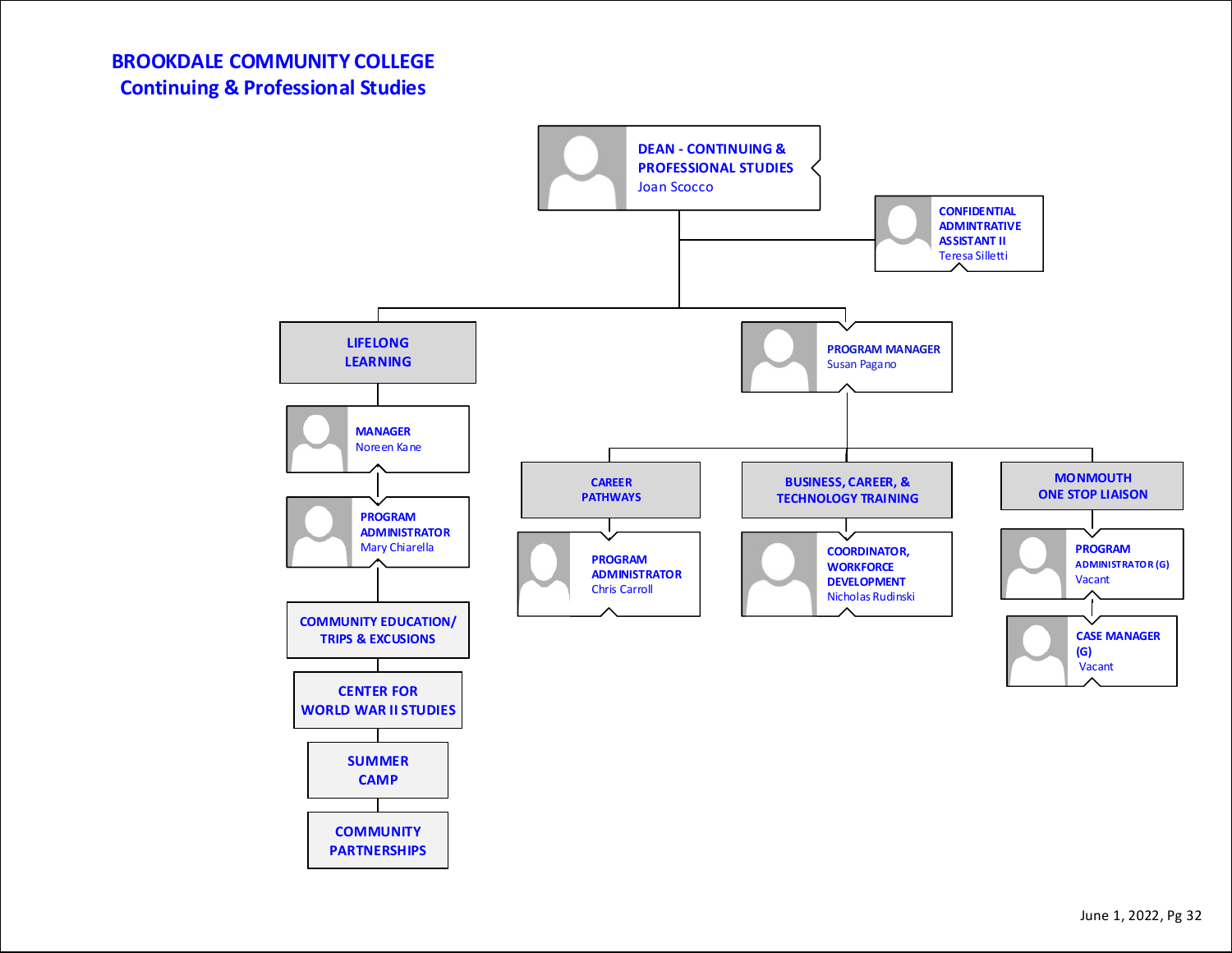# BROOKDALE COMMUNITY COLLEGE
## Continuing & Professional Studies

- **DEAN - CONTINUING & PROFESSIONAL STUDIES** – Joan Scocco
  - **CONFIDENTIAL ADMINTRATIVE ASSISTANT II** – Teresa Silletti
  - **LIFELONG LEARNING**
    - **MANAGER** – Noreen Kane
      - **PROGRAM ADMINISTRATOR** – Mary Chiarella
        - **COMMUNITY EDUCATION/ TRIPS & EXCUSIONS**
        - **CENTER FOR WORLD WAR II STUDIES**
        - **SUMMER CAMP**
        - **COMMUNITY PARTNERSHIPS**
  - **PROGRAM MANAGER** – Susan Pagano
    - **CAREER PATHWAYS**
      - **PROGRAM ADMINISTRATOR** – Chris Carroll
    - **BUSINESS, CAREER, & TECHNOLOGY TRAINING**
      - **COORDINATOR, WORKFORCE DEVELOPMENT** – Nicholas Rudinski
    - **MONMOUTH ONE STOP LIAISON**
      - **PROGRAM ADMINISTRATOR (G)** – Vacant
        - **CASE MANAGER (G)** – Vacant

June 1, 2022, Pg 32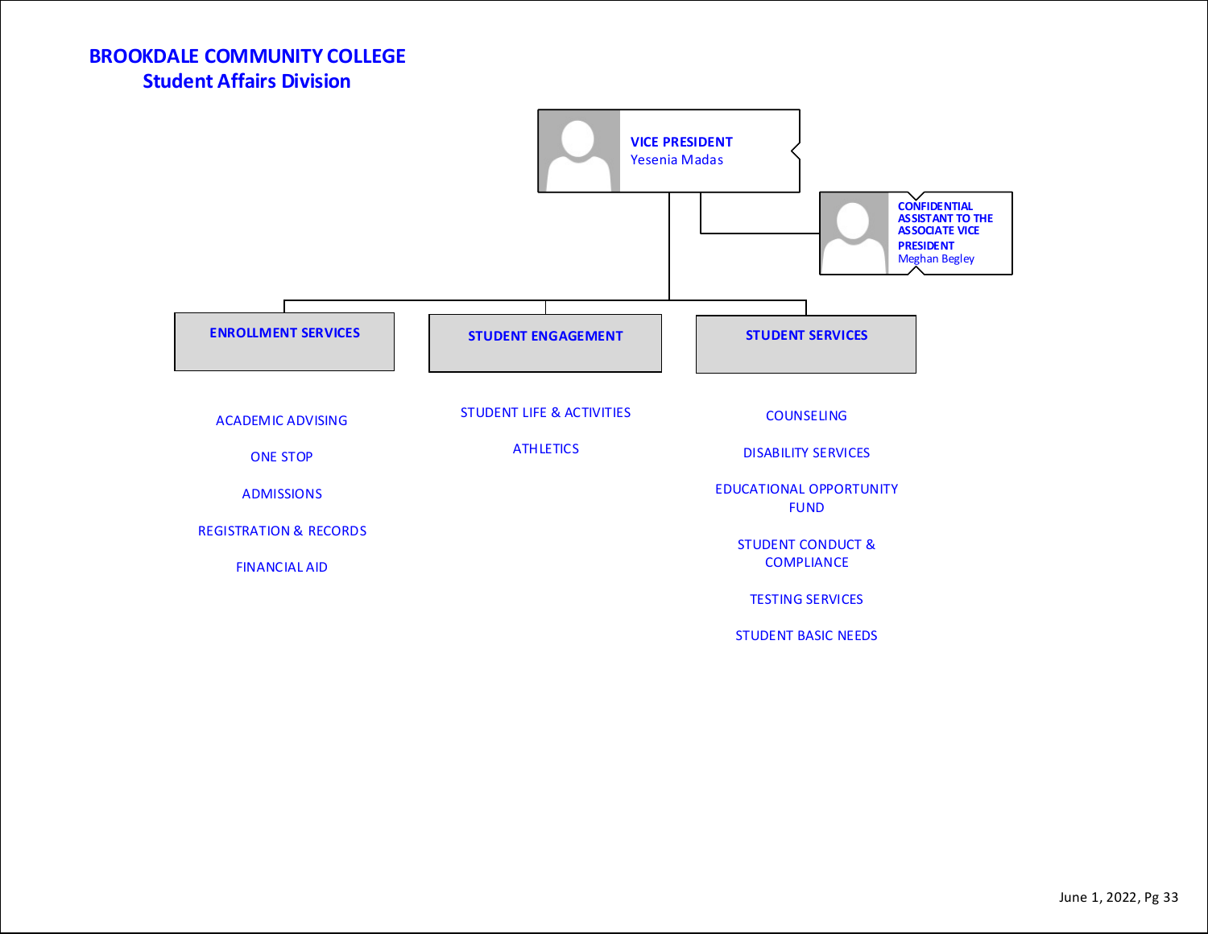# BROOKDALE COMMUNITY COLLEGE

## Student Affairs Division

**VICE PRESIDENT**
Yesenia Madas

**CONFIDENTIAL ASSISTANT TO THE ASSOCIATE VICE PRESIDENT**
Meghan Begley

### ENROLLMENT SERVICES

- ACADEMIC ADVISING
- ONE STOP
- ADMISSIONS
- REGISTRATION & RECORDS
- FINANCIAL AID

### STUDENT ENGAGEMENT

- STUDENT LIFE & ACTIVITIES
- ATHLETICS

### STUDENT SERVICES

- COUNSELING
- DISABILITY SERVICES
- EDUCATIONAL OPPORTUNITY FUND
- STUDENT CONDUCT & COMPLIANCE
- TESTING SERVICES
- STUDENT BASIC NEEDS

June 1, 2022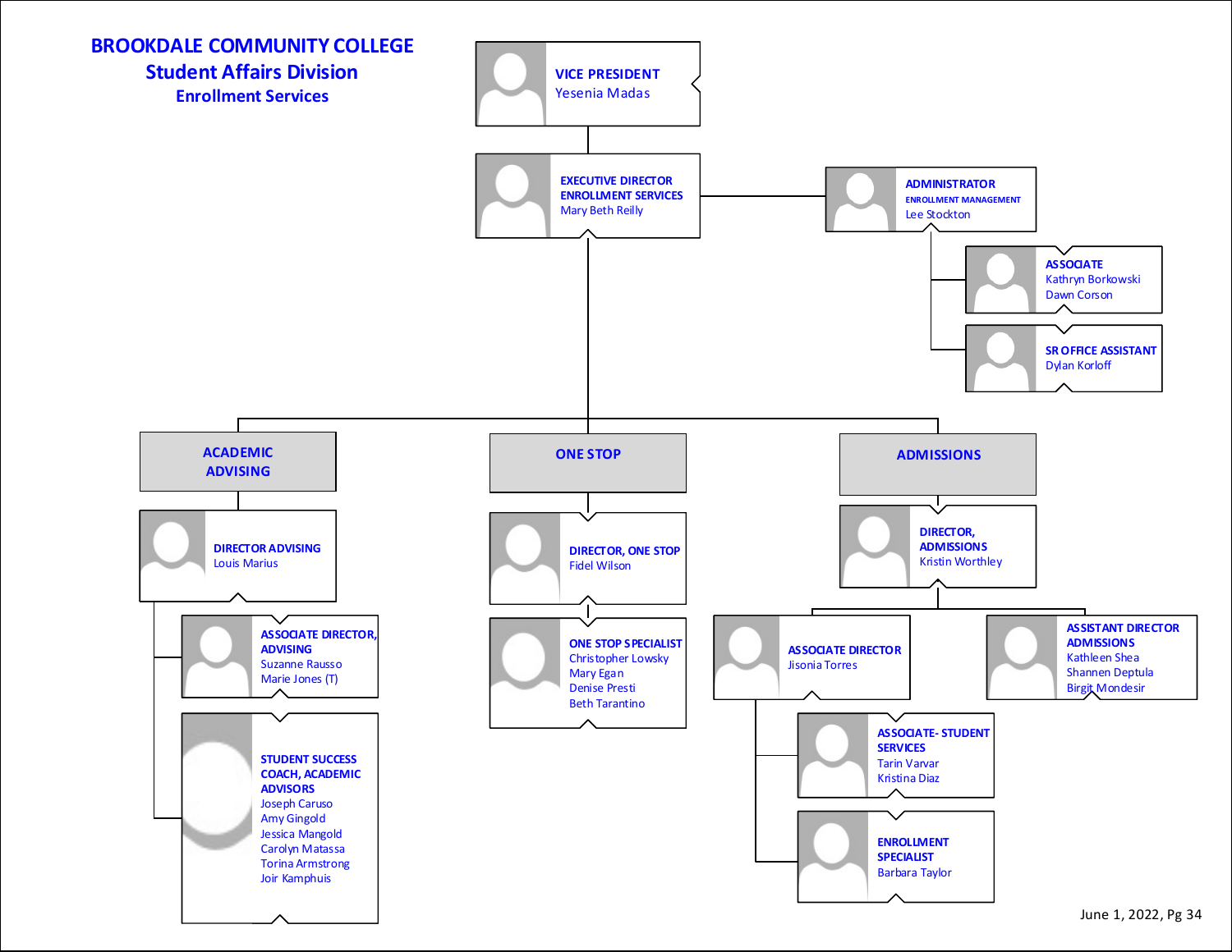# BROOKDALE COMMUNITY COLLEGE
## Student Affairs Division
### Enrollment Services

- **VICE PRESIDENT** – Yesenia Madas
  - **EXECUTIVE DIRECTOR ENROLLMENT SERVICES** – Mary Beth Reilly
    - **ADMINISTRATOR ENROLLMENT MANAGEMENT** – Lee Stockton
      - **ASSOCIATE** – Kathryn Borkowski, Dawn Corson
      - **SR OFFICE ASSISTANT** – Dylan Korloff
    - **ACADEMIC ADVISING**
      - **DIRECTOR ADVISING** – Louis Marius
        - **ASSOCIATE DIRECTOR, ADVISING** – Suzanne Rausso, Marie Jones (T)
        - **STUDENT SUCCESS COACH, ACADEMIC ADVISORS** – Joseph Caruso, Amy Gingold, Jessica Mangold, Carolyn Matassa, Torina Armstrong, Joir Kamphuis
    - **ONE STOP**
      - **DIRECTOR, ONE STOP** – Fidel Wilson
        - **ONE STOP SPECIALIST** – Christopher Lowsky, Mary Egan, Denise Presti, Beth Tarantino
    - **ADMISSIONS**
      - **DIRECTOR, ADMISSIONS** – Kristin Worthley
        - **ASSOCIATE DIRECTOR** – Jisonia Torres
          - **ASSOCIATE- STUDENT SERVICES** – Tarin Varvar, Kristina Diaz
          - **ENROLLMENT SPECIALIST** – Barbara Taylor
        - **ASSISTANT DIRECTOR ADMISSIONS** – Kathleen Shea, Shannen Deptula, Birgit Mondesir

June 1, 2022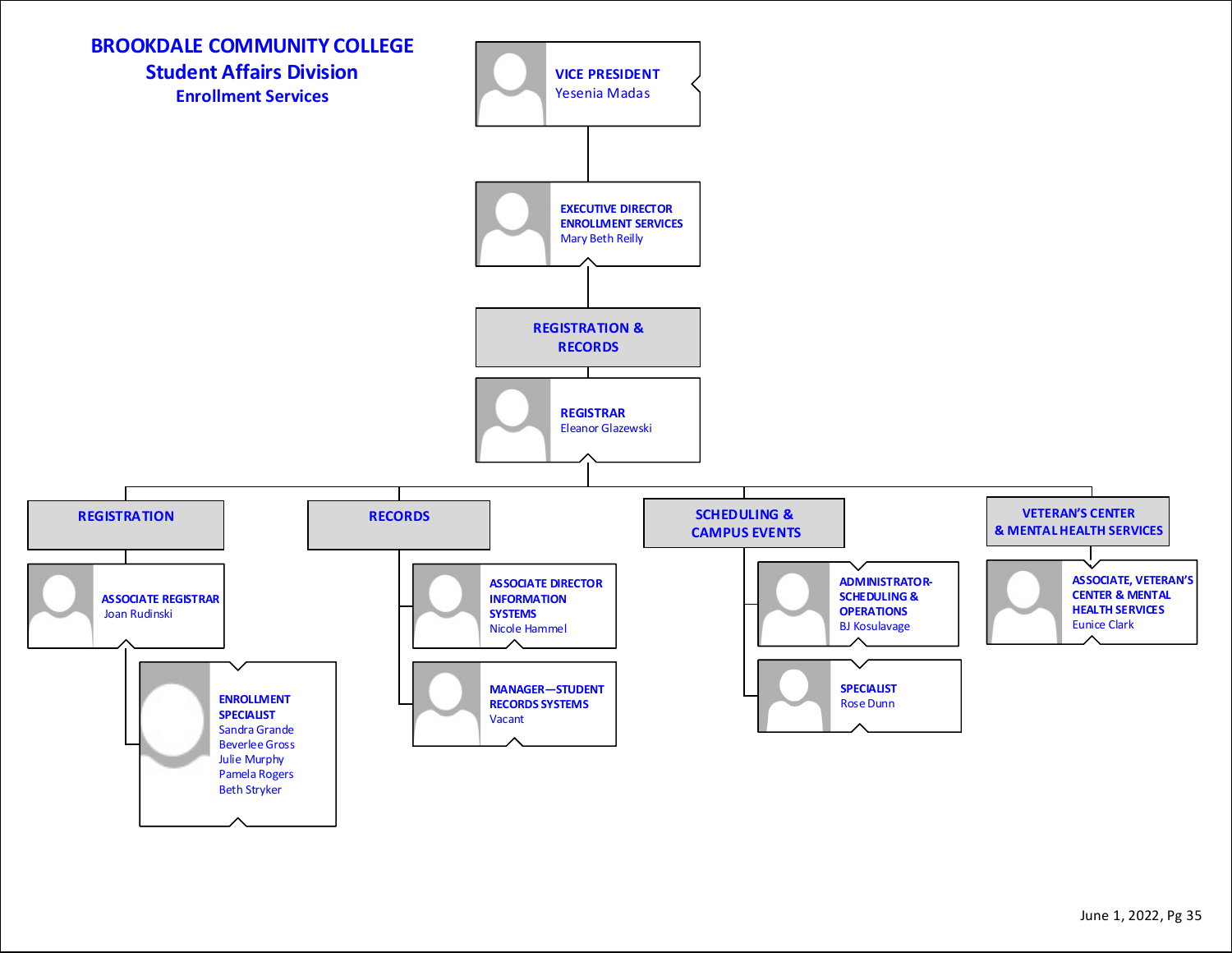# BROOKDALE COMMUNITY COLLEGE
## Student Affairs Division
### Enrollment Services

- **VICE PRESIDENT** — Yesenia Madas
  - **EXECUTIVE DIRECTOR ENROLLMENT SERVICES** — Mary Beth Reilly
    - **REGISTRATION & RECORDS**
      - **REGISTRAR** — Eleanor Glazewski
        - **REGISTRATION**
          - **ASSOCIATE REGISTRAR** — Joan Rudinski
            - **ENROLLMENT SPECIALIST** — Sandra Grande, Beverlee Gross, Julie Murphy, Pamela Rogers, Beth Stryker
        - **RECORDS**
          - **ASSOCIATE DIRECTOR INFORMATION SYSTEMS** — Nicole Hammel
          - **MANAGER—STUDENT RECORDS SYSTEMS** — Vacant
        - **SCHEDULING & CAMPUS EVENTS**
          - **ADMINISTRATOR-SCHEDULING & OPERATIONS** — BJ Kosulavage
          - **SPECIALIST** — Rose Dunn
        - **VETERAN'S CENTER & MENTAL HEALTH SERVICES**
          - **ASSOCIATE, VETERAN'S CENTER & MENTAL HEALTH SERVICES** — Eunice Clark

June 1, 2022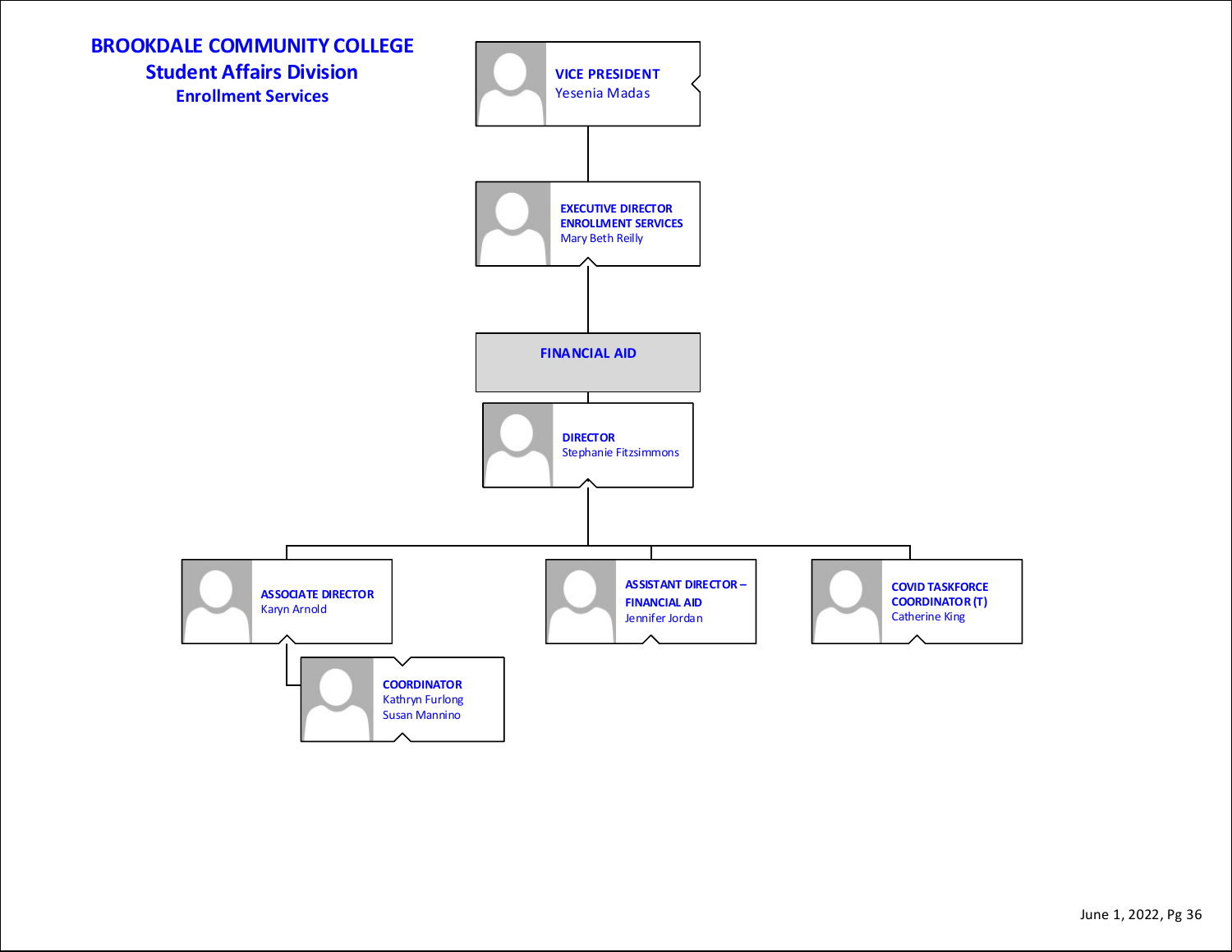# BROOKDALE COMMUNITY COLLEGE

## Student Affairs Division

### Enrollment Services

- **VICE PRESIDENT**
  Yesenia Madas
  - **EXECUTIVE DIRECTOR ENROLLMENT SERVICES**
    Mary Beth Reilly
    - **FINANCIAL AID**
      - **DIRECTOR**
        Stephanie Fitzsimmons
        - **ASSOCIATE DIRECTOR**
          Karyn Arnold
          - **COORDINATOR**
            Kathryn Furlong
            Susan Mannino
        - **ASSISTANT DIRECTOR – FINANCIAL AID**
          Jennifer Jordan
        - **COVID TASKFORCE COORDINATOR (T)**
          Catherine King

June 1, 2022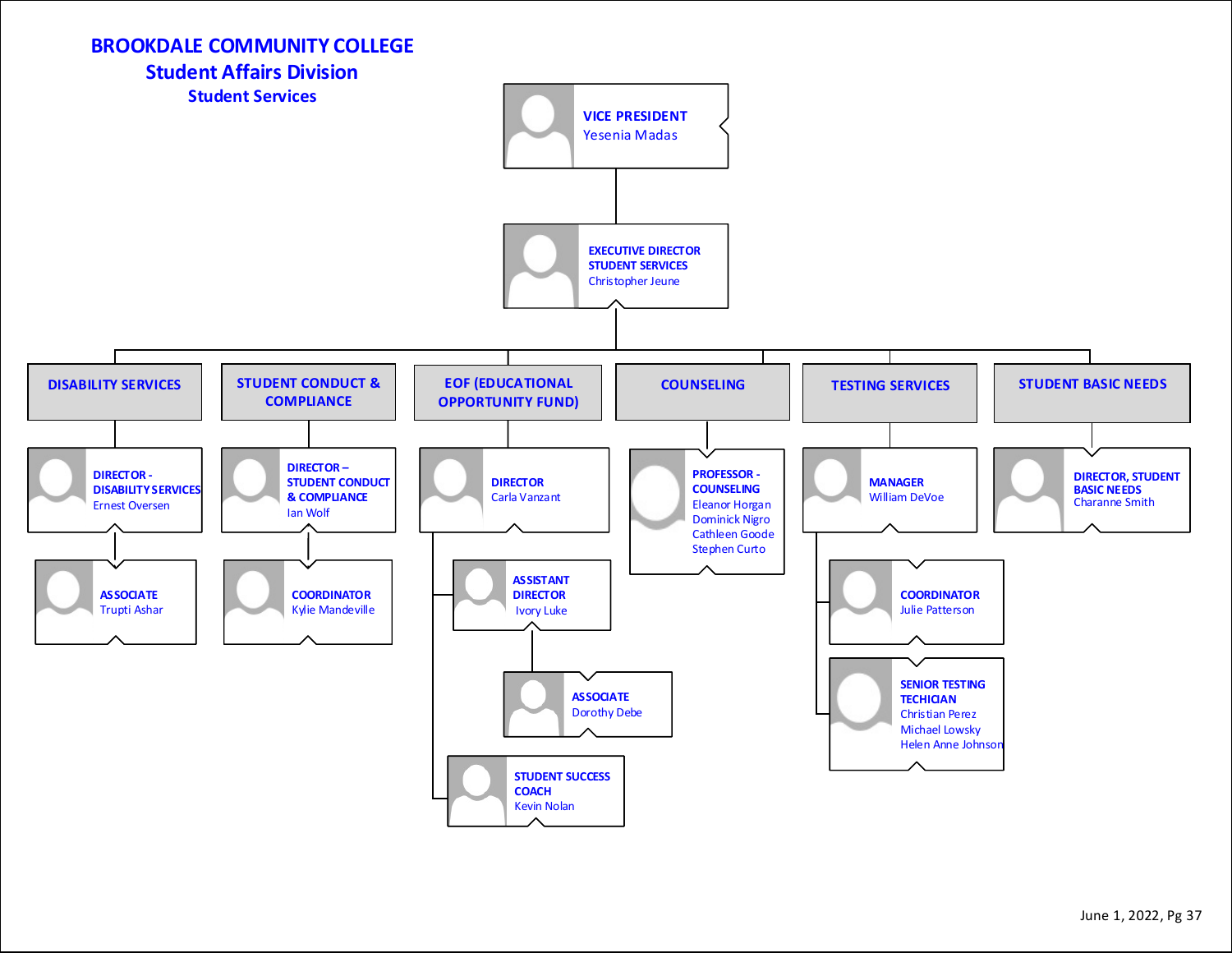# BROOKDALE COMMUNITY COLLEGE
## Student Affairs Division
### Student Services

- **VICE PRESIDENT** — Yesenia Madas
  - **EXECUTIVE DIRECTOR STUDENT SERVICES** — Christopher Jeune
    - **DISABILITY SERVICES**
      - **DIRECTOR - DISABILITY SERVICES** — Ernest Oversen
        - **ASSOCIATE** — Trupti Ashar
    - **STUDENT CONDUCT & COMPLIANCE**
      - **DIRECTOR – STUDENT CONDUCT & COMPLIANCE** — Ian Wolf
        - **COORDINATOR** — Kylie Mandeville
    - **EOF (EDUCATIONAL OPPORTUNITY FUND)**
      - **DIRECTOR** — Carla Vanzant
        - **ASSISTANT DIRECTOR** — Ivory Luke
          - **ASSOCIATE** — Dorothy Debe
        - **STUDENT SUCCESS COACH** — Kevin Nolan
    - **COUNSELING**
      - **PROFESSOR - COUNSELING** — Eleanor Horgan, Dominick Nigro, Cathleen Goode, Stephen Curto
    - **TESTING SERVICES**
      - **MANAGER** — William DeVoe
        - **COORDINATOR** — Julie Patterson
        - **SENIOR TESTING TECHICIAN** — Christian Perez, Michael Lowsky, Helen Anne Johnson
    - **STUDENT BASIC NEEDS**
      - **DIRECTOR, STUDENT BASIC NEEDS** — Charanne Smith

June 1, 2022, Pg 37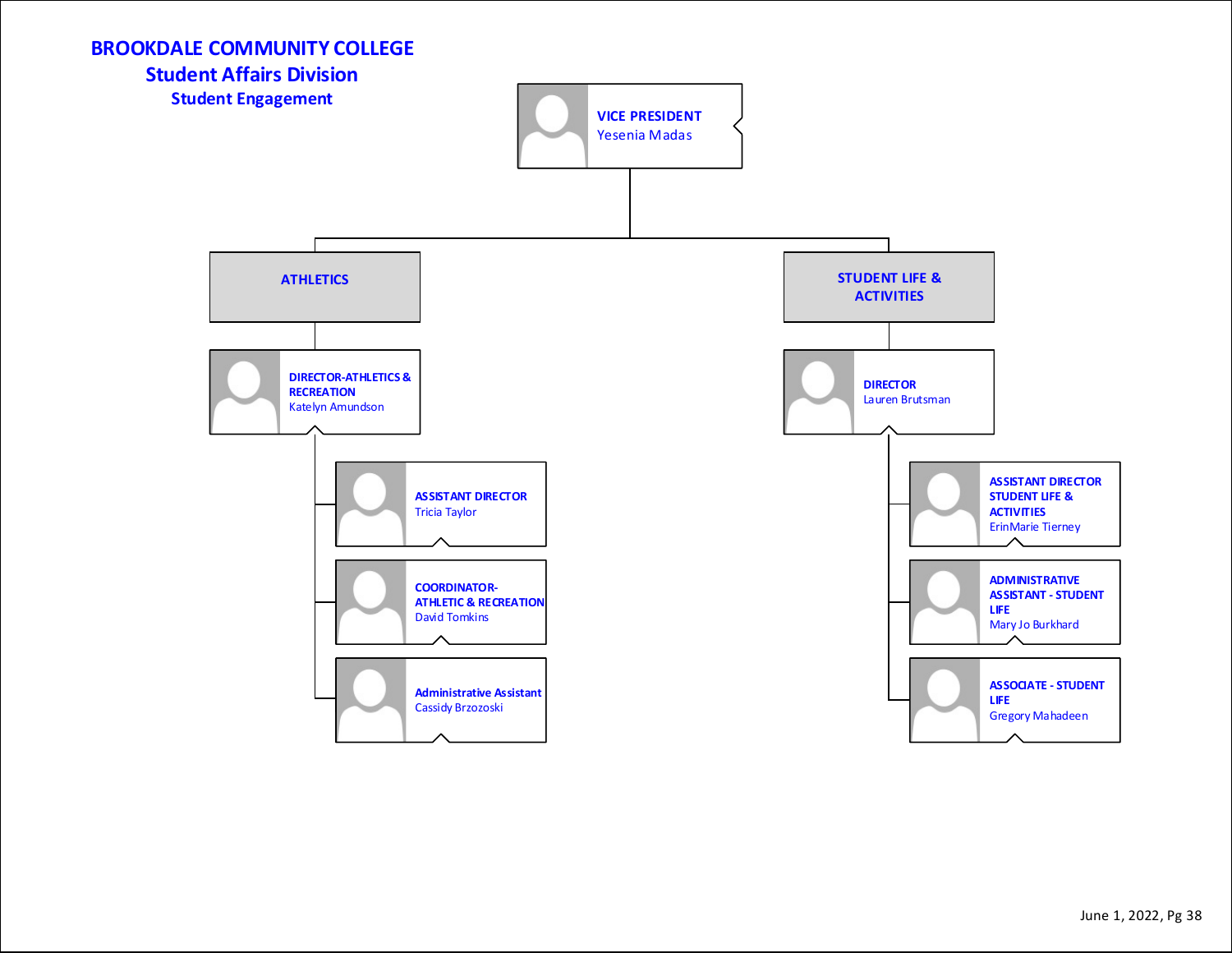# BROOKDALE COMMUNITY COLLEGE
## Student Affairs Division
### Student Engagement

**VICE PRESIDENT**
Yesenia Madas

- **ATHLETICS**
  - **DIRECTOR-ATHLETICS & RECREATION**
    Katelyn Amundson
    - **ASSISTANT DIRECTOR**
      Tricia Taylor
    - **COORDINATOR-ATHLETIC & RECREATION**
      David Tomkins
    - **Administrative Assistant**
      Cassidy Brzozoski

- **STUDENT LIFE & ACTIVITIES**
  - **DIRECTOR**
    Lauren Brutsman
    - **ASSISTANT DIRECTOR STUDENT LIFE & ACTIVITIES**
      ErinMarie Tierney
    - **ADMINISTRATIVE ASSISTANT - STUDENT LIFE**
      Mary Jo Burkhard
    - **ASSOCIATE - STUDENT LIFE**
      Gregory Mahadeen

June 1, 2022, Pg 38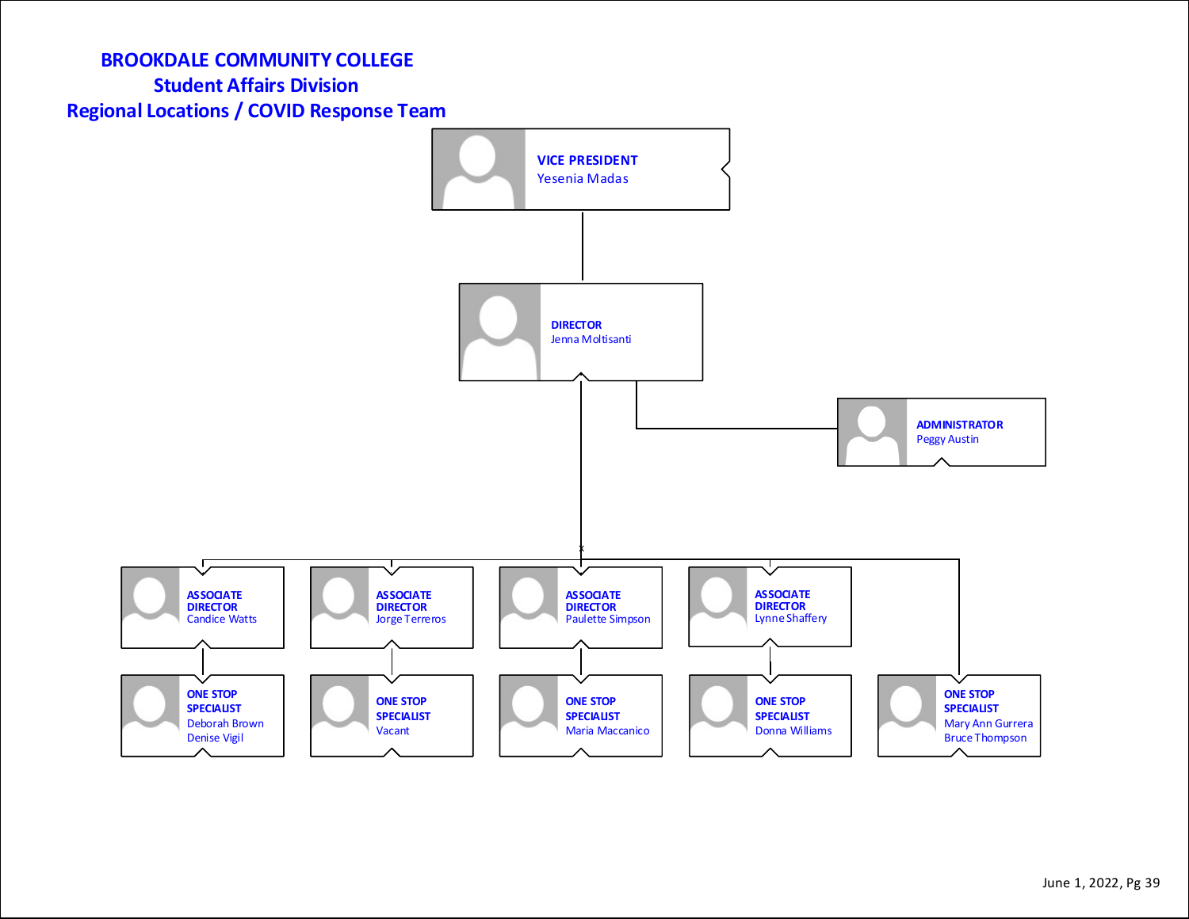# BROOKDALE COMMUNITY COLLEGE

## Student Affairs Division

## Regional Locations / COVID Response Team

**VICE PRESIDENT**
Yesenia Madas

**DIRECTOR**
Jenna Moltisanti

**ADMINISTRATOR**
Peggy Austin

**ASSOCIATE DIRECTOR**
Candice Watts

- **ONE STOP SPECIALIST**
  Deborah Brown
  Denise Vigil

**ASSOCIATE DIRECTOR**
Jorge Terreros

- **ONE STOP SPECIALIST**
  Vacant

**ASSOCIATE DIRECTOR**
Paulette Simpson

- **ONE STOP SPECIALIST**
  Maria Maccanico

**ASSOCIATE DIRECTOR**
Lynne Shaffery

- **ONE STOP SPECIALIST**
  Donna Williams

**ONE STOP SPECIALIST**
Mary Ann Gurrera
Bruce Thompson

June 1, 2022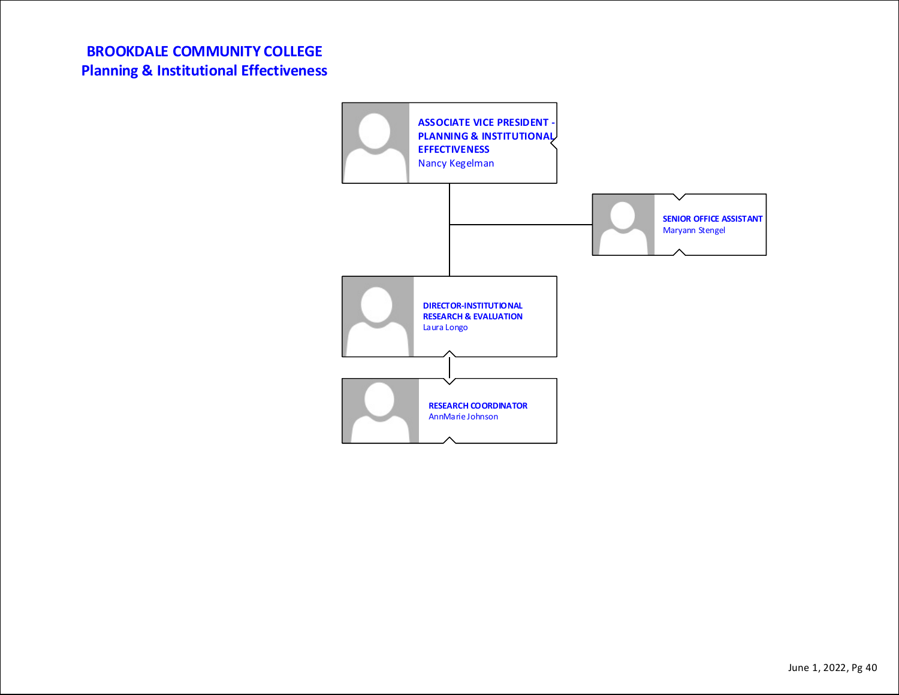# BROOKDALE COMMUNITY COLLEGE
## Planning & Institutional Effectiveness

- **ASSOCIATE VICE PRESIDENT - PLANNING & INSTITUTIONAL EFFECTIVENESS**
  Nancy Kegelman
  - **SENIOR OFFICE ASSISTANT**
    Maryann Stengel
  - **DIRECTOR-INSTITUTIONAL RESEARCH & EVALUATION**
    Laura Longo
    - **RESEARCH COORDINATOR**
      AnnMarie Johnson

June 1, 2022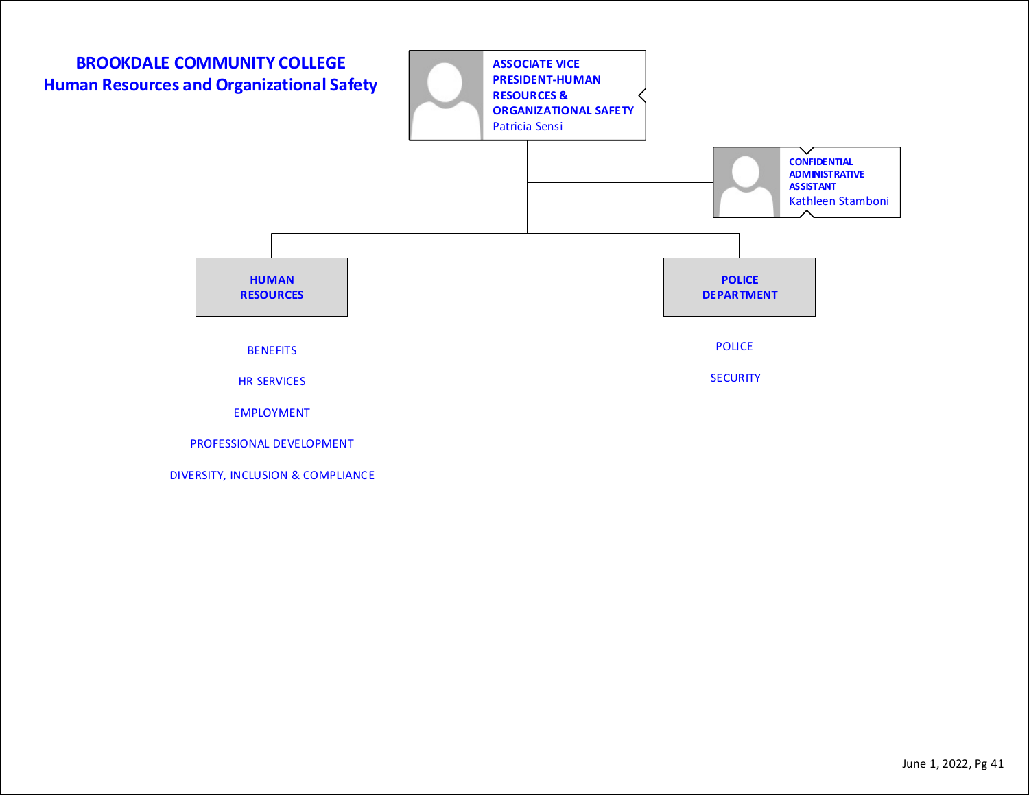# BROOKDALE COMMUNITY COLLEGE
## Human Resources and Organizational Safety

**ASSOCIATE VICE PRESIDENT-HUMAN RESOURCES & ORGANIZATIONAL SAFETY**
Patricia Sensi

**CONFIDENTIAL ADMINISTRATIVE ASSISTANT**
Kathleen Stamboni

**HUMAN RESOURCES**

- BENEFITS
- HR SERVICES
- EMPLOYMENT
- PROFESSIONAL DEVELOPMENT
- DIVERSITY, INCLUSION & COMPLIANCE

**POLICE DEPARTMENT**

- POLICE
- SECURITY

June 1, 2022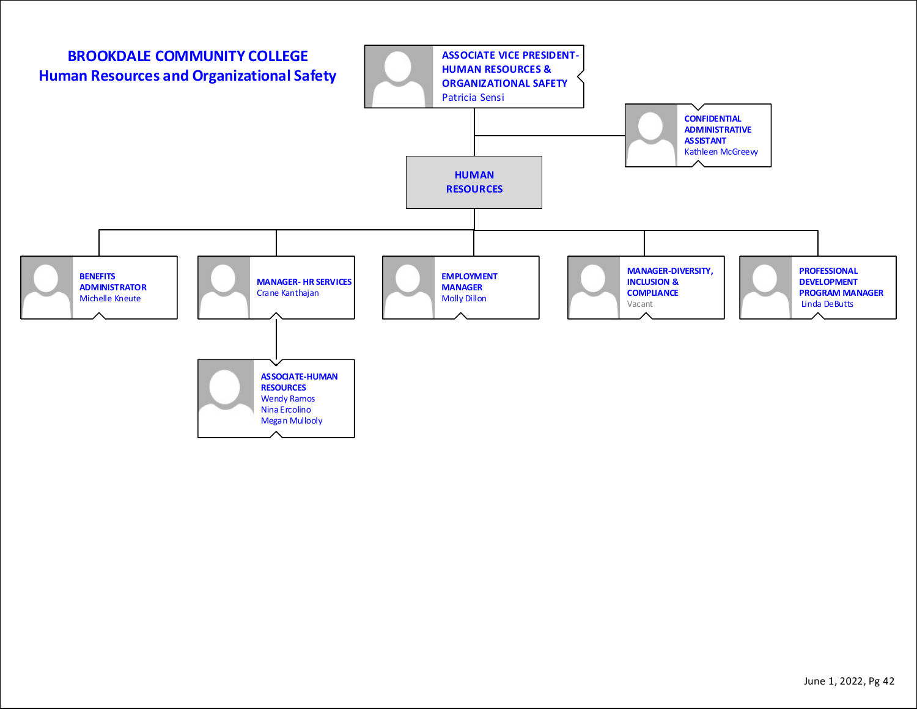# BROOKDALE COMMUNITY COLLEGE
## Human Resources and Organizational Safety

**ASSOCIATE VICE PRESIDENT-HUMAN RESOURCES & ORGANIZATIONAL SAFETY**
Patricia Sensi

- **CONFIDENTIAL ADMINISTRATIVE ASSISTANT**
  Kathleen McGreevy

- **HUMAN RESOURCES**
  - **BENEFITS ADMINISTRATOR**
    Michelle Kneute
  - **MANAGER- HR SERVICES**
    Crane Kanthajan
    - **ASSOCIATE-HUMAN RESOURCES**
      Wendy Ramos
      Nina Ercolino
      Megan Mullooly
  - **EMPLOYMENT MANAGER**
    Molly Dillon
  - **MANAGER-DIVERSITY, INCLUSION & COMPLIANCE**
    Vacant
  - **PROFESSIONAL DEVELOPMENT PROGRAM MANAGER**
    Linda DeButts

June 1, 2022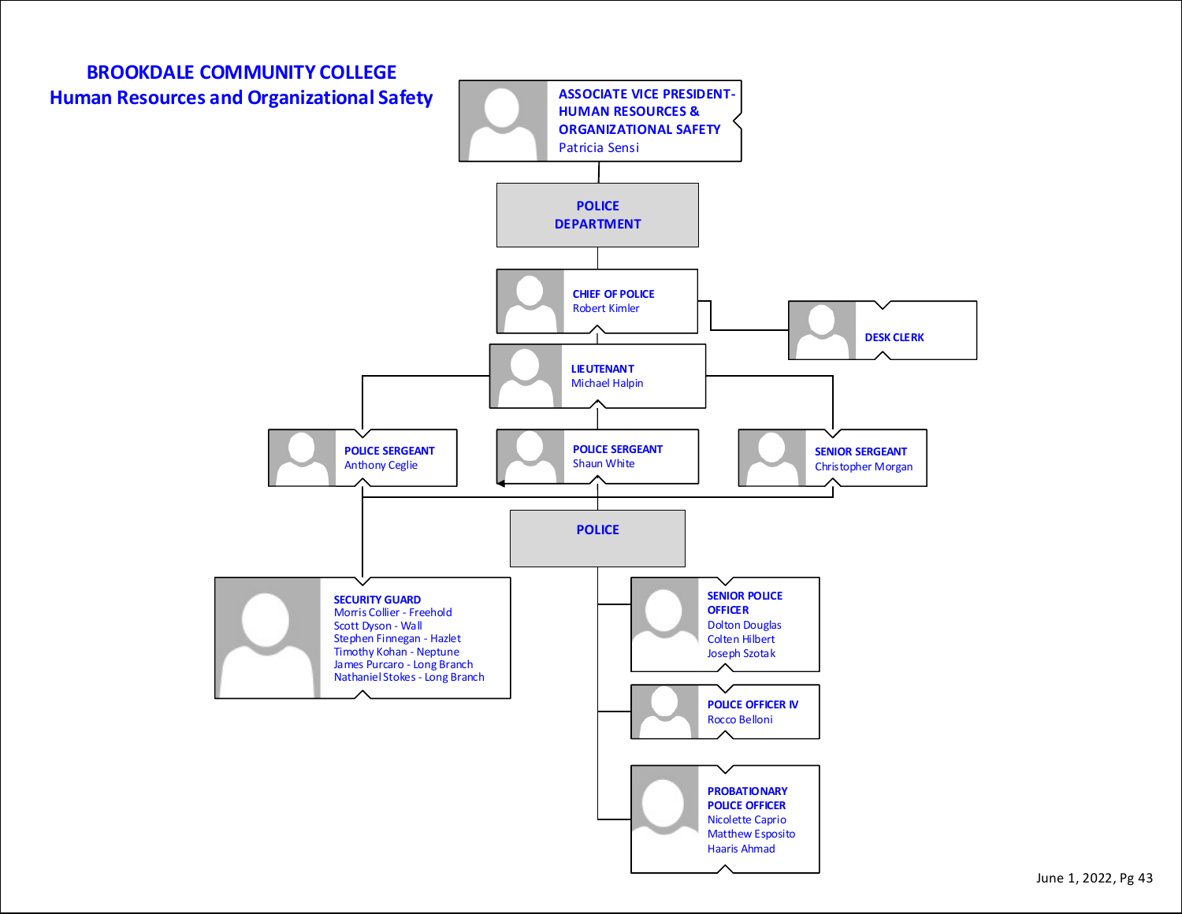# BROOKDALE COMMUNITY COLLEGE
## Human Resources and Organizational Safety

**ASSOCIATE VICE PRESIDENT-HUMAN RESOURCES & ORGANIZATIONAL SAFETY**
Patricia Sensi

**POLICE DEPARTMENT**

**CHIEF OF POLICE**
Robert Kimler

**DESK CLERK**

**LIEUTENANT**
Michael Halpin

**POLICE SERGEANT**
Anthony Ceglie

**POLICE SERGEANT**
Shaun White

**SENIOR SERGEANT**
Christopher Morgan

**POLICE**

**SECURITY GUARD**
- Morris Collier - Freehold
- Scott Dyson - Wall
- Stephen Finnegan - Hazlet
- Timothy Kohan - Neptune
- James Purcaro - Long Branch
- Nathaniel Stokes - Long Branch

**SENIOR POLICE OFFICER**
- Dolton Douglas
- Colten Hilbert
- Joseph Szotak

**POLICE OFFICER IV**
- Rocco Belloni

**PROBATIONARY POLICE OFFICER**
- Nicolette Caprio
- Matthew Esposito
- Haaris Ahmad

June 1, 2022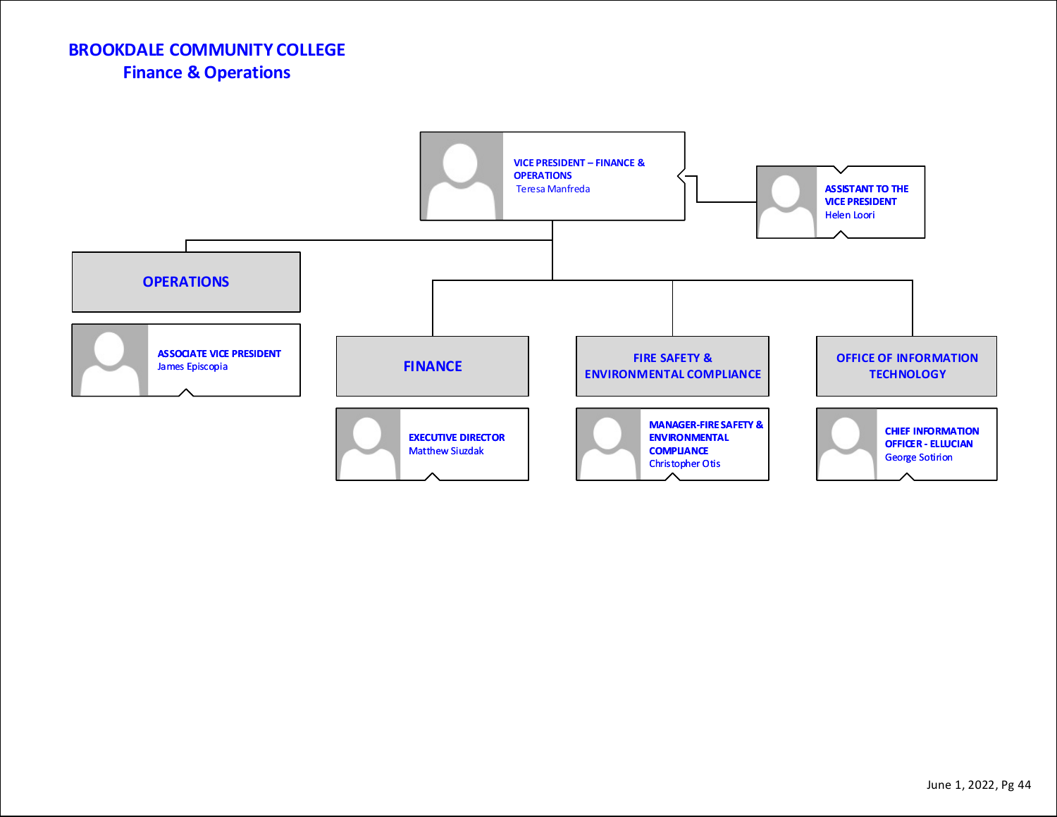# BROOKDALE COMMUNITY COLLEGE
## Finance & Operations

**VICE PRESIDENT – FINANCE & OPERATIONS**
Teresa Manfreda

**ASSISTANT TO THE VICE PRESIDENT**
Helen Loori

### OPERATIONS

**ASSOCIATE VICE PRESIDENT**
James Episcopia

### FINANCE

**EXECUTIVE DIRECTOR**
Matthew Siuzdak

### FIRE SAFETY & ENVIRONMENTAL COMPLIANCE

**MANAGER-FIRE SAFETY & ENVIRONMENTAL COMPLIANCE**
Christopher Otis

### OFFICE OF INFORMATION TECHNOLOGY

**CHIEF INFORMATION OFFICER - ELLUCIAN**
George Sotirion

June 1, 2022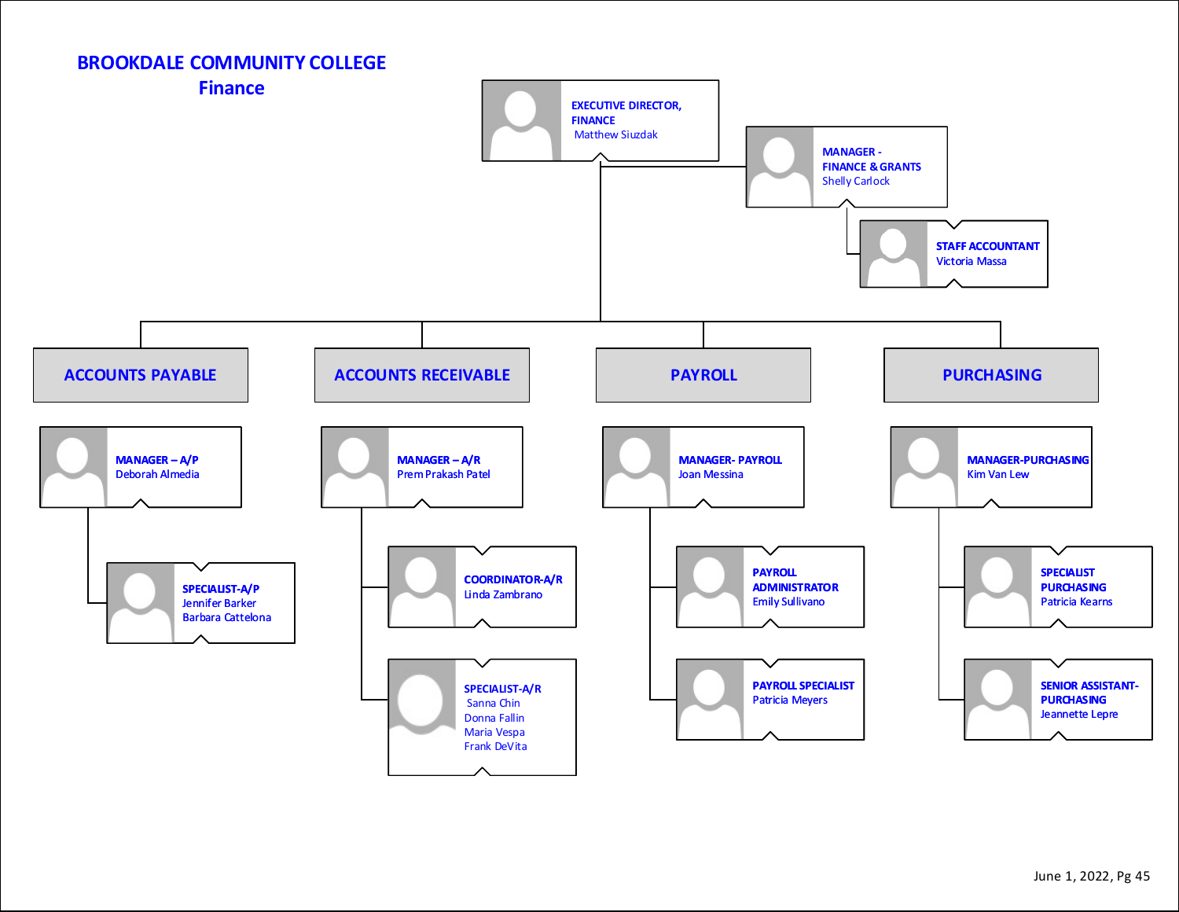# BROOKDALE COMMUNITY COLLEGE

## Finance

**EXECUTIVE DIRECTOR, FINANCE**
Matthew Siuzdak

- **MANAGER - FINANCE & GRANTS**
  Shelly Carlock
  - **STAFF ACCOUNTANT**
    Victoria Massa

### ACCOUNTS PAYABLE

- **MANAGER – A/P**
  Deborah Almedia
  - **SPECIALIST-A/P**
    Jennifer Barker
    Barbara Cattelona

### ACCOUNTS RECEIVABLE

- **MANAGER – A/R**
  Prem Prakash Patel
  - **COORDINATOR-A/R**
    Linda Zambrano
  - **SPECIALIST-A/R**
    Sanna Chin
    Donna Fallin
    Maria Vespa
    Frank DeVita

### PAYROLL

- **MANAGER- PAYROLL**
  Joan Messina
  - **PAYROLL ADMINISTRATOR**
    Emily Sullivano
  - **PAYROLL SPECIALIST**
    Patricia Meyers

### PURCHASING

- **MANAGER-PURCHASING**
  Kim Van Lew
  - **SPECIALIST PURCHASING**
    Patricia Kearns
  - **SENIOR ASSISTANT-PURCHASING**
    Jeannette Lepre

June 1, 2022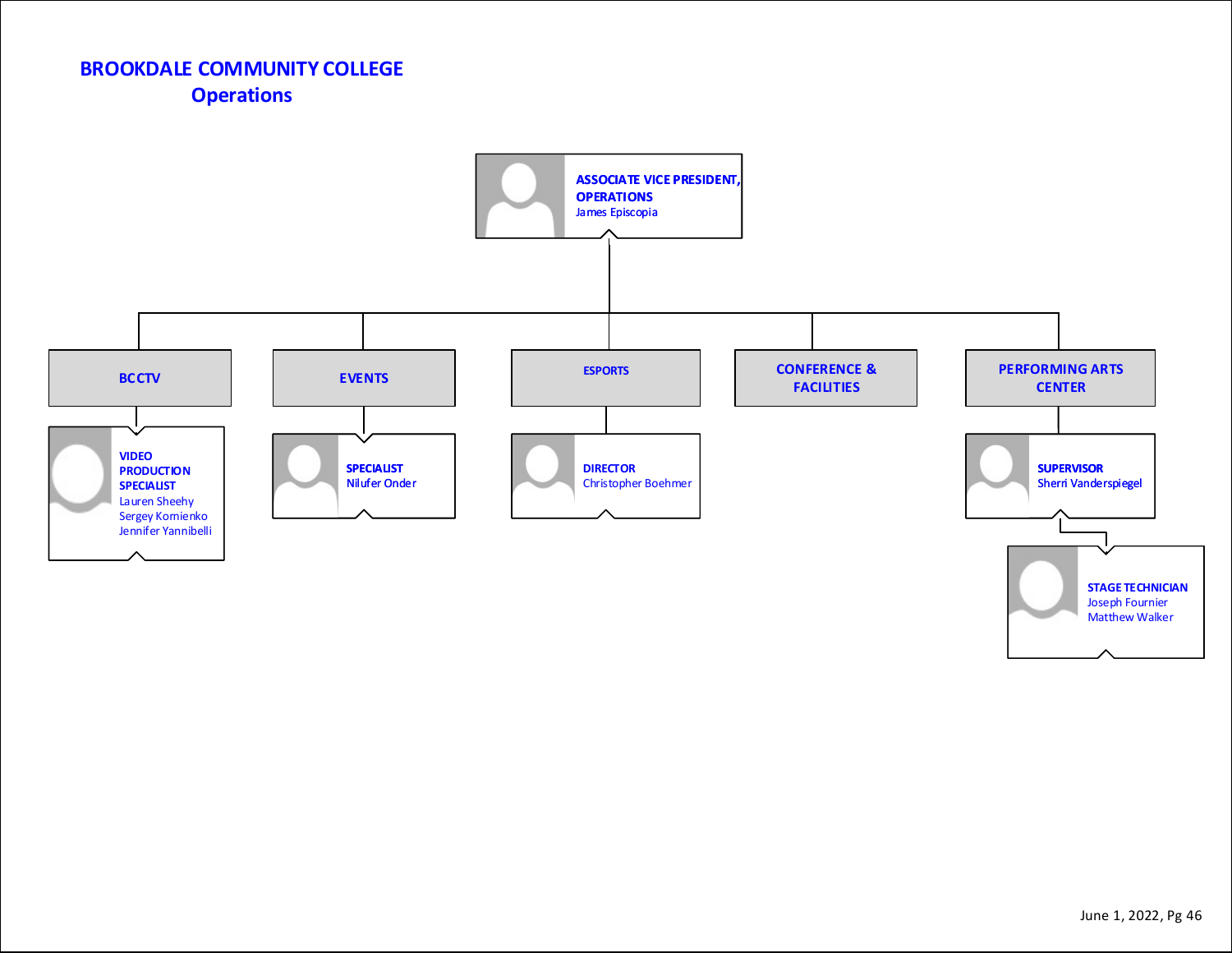# BROOKDALE COMMUNITY COLLEGE
## Operations

**ASSOCIATE VICE PRESIDENT, OPERATIONS**
James Episcopia

- **BCCTV**
  - **VIDEO PRODUCTION SPECIALIST**
    - Lauren Sheehy
    - Sergey Kornienko
    - Jennifer Yannibelli
- **EVENTS**
  - **SPECIALIST**
    - Nilufer Onder
- **ESPORTS**
  - **DIRECTOR**
    - Christopher Boehmer
- **CONFERENCE & FACILITIES**
- **PERFORMING ARTS CENTER**
  - **SUPERVISOR**
    - Sherri Vanderspiegel
    - **STAGE TECHNICIAN**
      - Joseph Fournier
      - Matthew Walker

June 1, 2022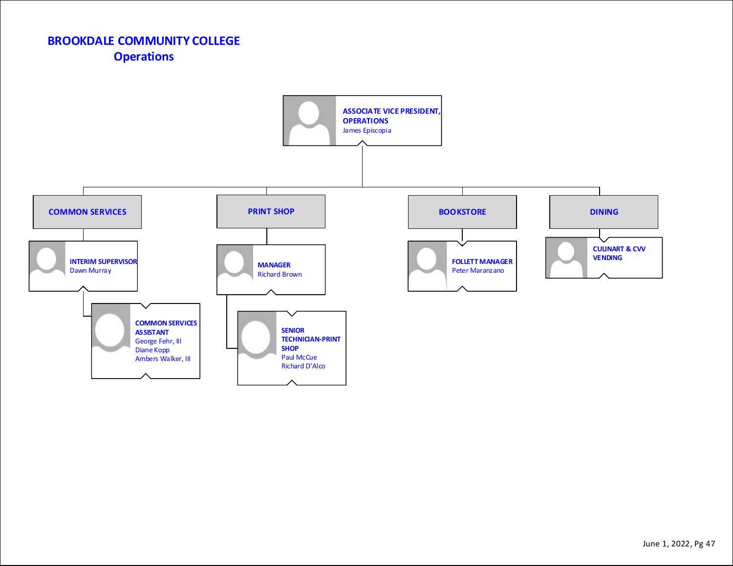# BROOKDALE COMMUNITY COLLEGE
## Operations

**ASSOCIATE VICE PRESIDENT, OPERATIONS**
James Episcopia

- **COMMON SERVICES**
  - **INTERIM SUPERVISOR**
    Dawn Murray
    - **COMMON SERVICES ASSISTANT**
      George Fehr, III
      Diane Kopp
      Ambers Walker, III
- **PRINT SHOP**
  - **MANAGER**
    Richard Brown
    - **SENIOR TECHNICIAN-PRINT SHOP**
      Paul McCue
      Richard D'Alco
- **BOOKSTORE**
  - **FOLLETT MANAGER**
    Peter Maranzano
- **DINING**
  - **CULINART & CVV VENDING**

June 1, 2022, Pg 47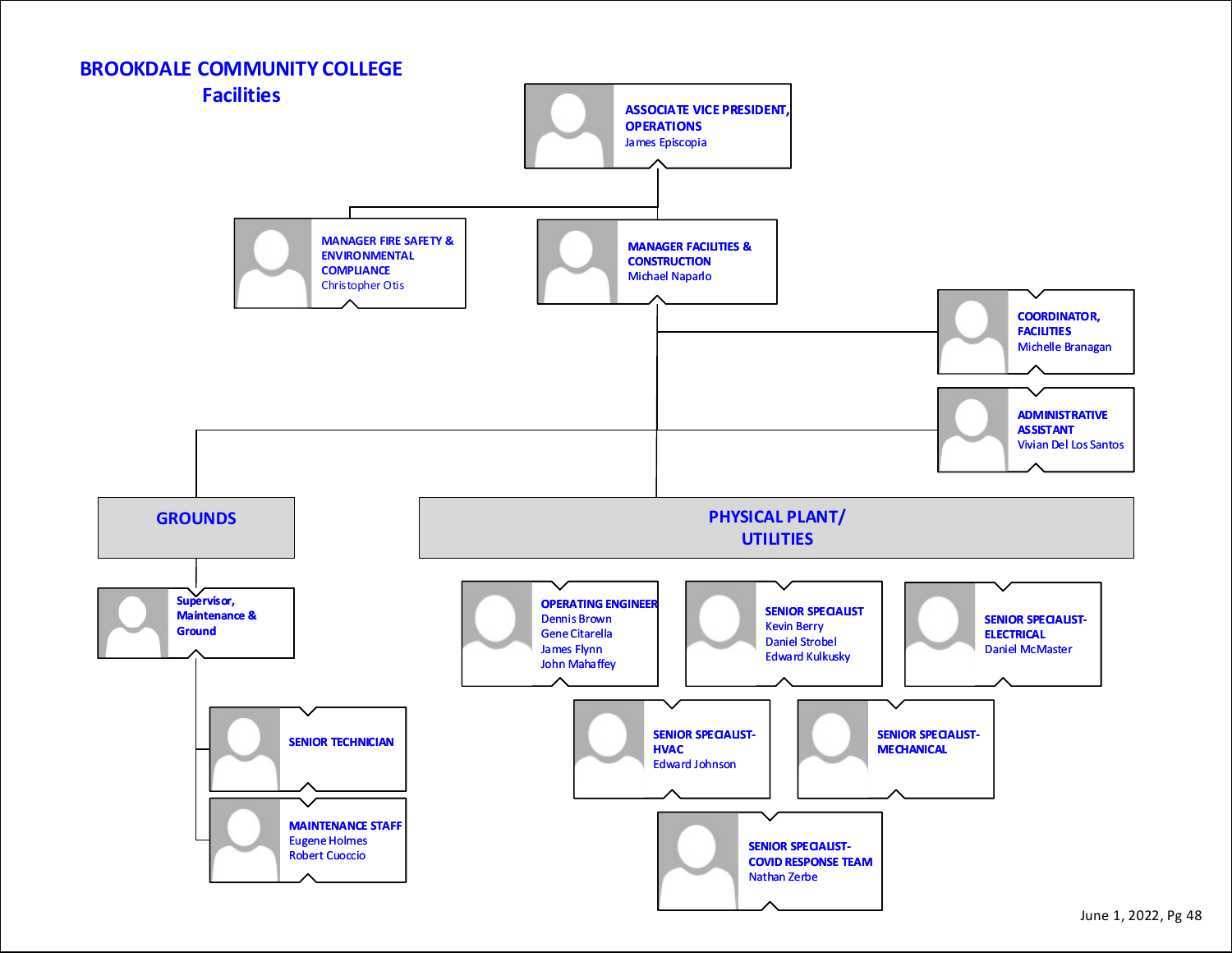# BROOKDALE COMMUNITY COLLEGE
## Facilities

**ASSOCIATE VICE PRESIDENT, OPERATIONS**
James Episcopia

**MANAGER FIRE SAFETY & ENVIRONMENTAL COMPLIANCE**
Christopher Otis

**MANAGER FACILITIES & CONSTRUCTION**
Michael Naparlo

**COORDINATOR, FACILITIES**
Michelle Branagan

**ADMINISTRATIVE ASSISTANT**
Vivian Del Los Santos

### GROUNDS

**Supervisor, Maintenance & Ground**

**SENIOR TECHNICIAN**

**MAINTENANCE STAFF**
Eugene Holmes
Robert Cuoccio

### PHYSICAL PLANT/ UTILITIES

**OPERATING ENGINEER**
Dennis Brown
Gene Citarella
James Flynn
John Mahaffey

**SENIOR SPECIALIST**
Kevin Berry
Daniel Strobel
Edward Kulkusky

**SENIOR SPECIALIST-ELECTRICAL**
Daniel McMaster

**SENIOR SPECIALIST-HVAC**
Edward Johnson

**SENIOR SPECIALIST-MECHANICAL**

**SENIOR SPECIALIST-COVID RESPONSE TEAM**
Nathan Zerbe

June 1, 2022